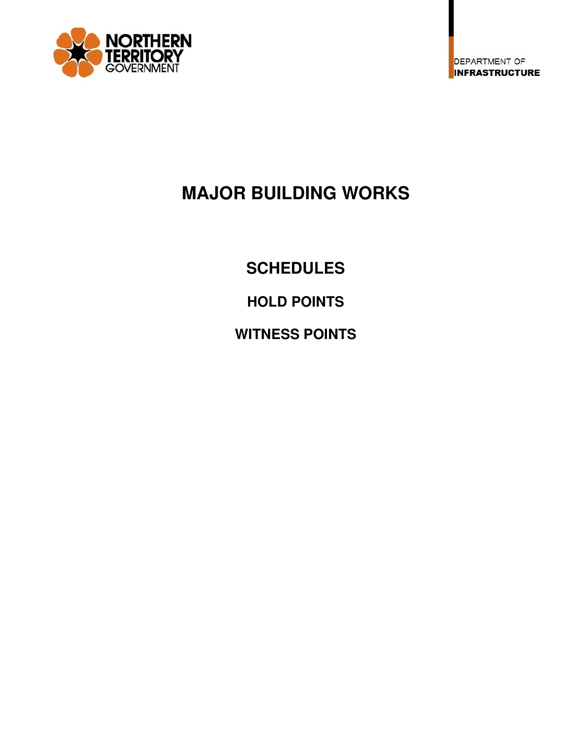NORTHERN TERRITORY GOVERNMENT

DEPARTMENT OF **INFRASTRUCTURE**

# MAJOR BUILDING WORKS

## SCHEDULES

## HOLD POINTS

## WITNESS POINTS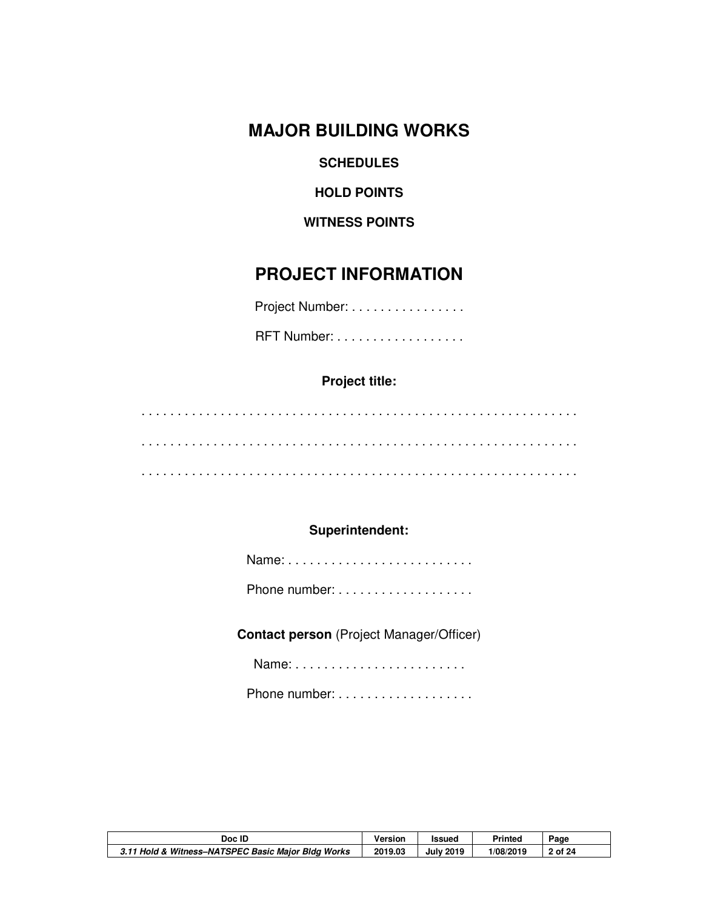# MAJOR BUILDING WORKS

**SCHEDULES**

**HOLD POINTS**

**WITNESS POINTS**

# PROJECT INFORMATION

Project Number: . . . . . . . . . . . . . . . .

RFT Number: . . . . . . . . . . . . . . . . . .

**Project title:**

. . . . . . . . . . . . . . . . . . . . . . . . . . . . . . . . . . . . . . . . . . . . . . . . . . . . . . . . . . .

. . . . . . . . . . . . . . . . . . . . . . . . . . . . . . . . . . . . . . . . . . . . . . . . . . . . . . . . . . .

. . . . . . . . . . . . . . . . . . . . . . . . . . . . . . . . . . . . . . . . . . . . . . . . . . . . . . . . . . .

**Superintendent:**

Name: . . . . . . . . . . . . . . . . . . . . . . . . . .

Phone number: . . . . . . . . . . . . . . . . . . .

**Contact person** (Project Manager/Officer)

Name: . . . . . . . . . . . . . . . . . . . . . . . . .

Phone number: . . . . . . . . . . . . . . . . . . .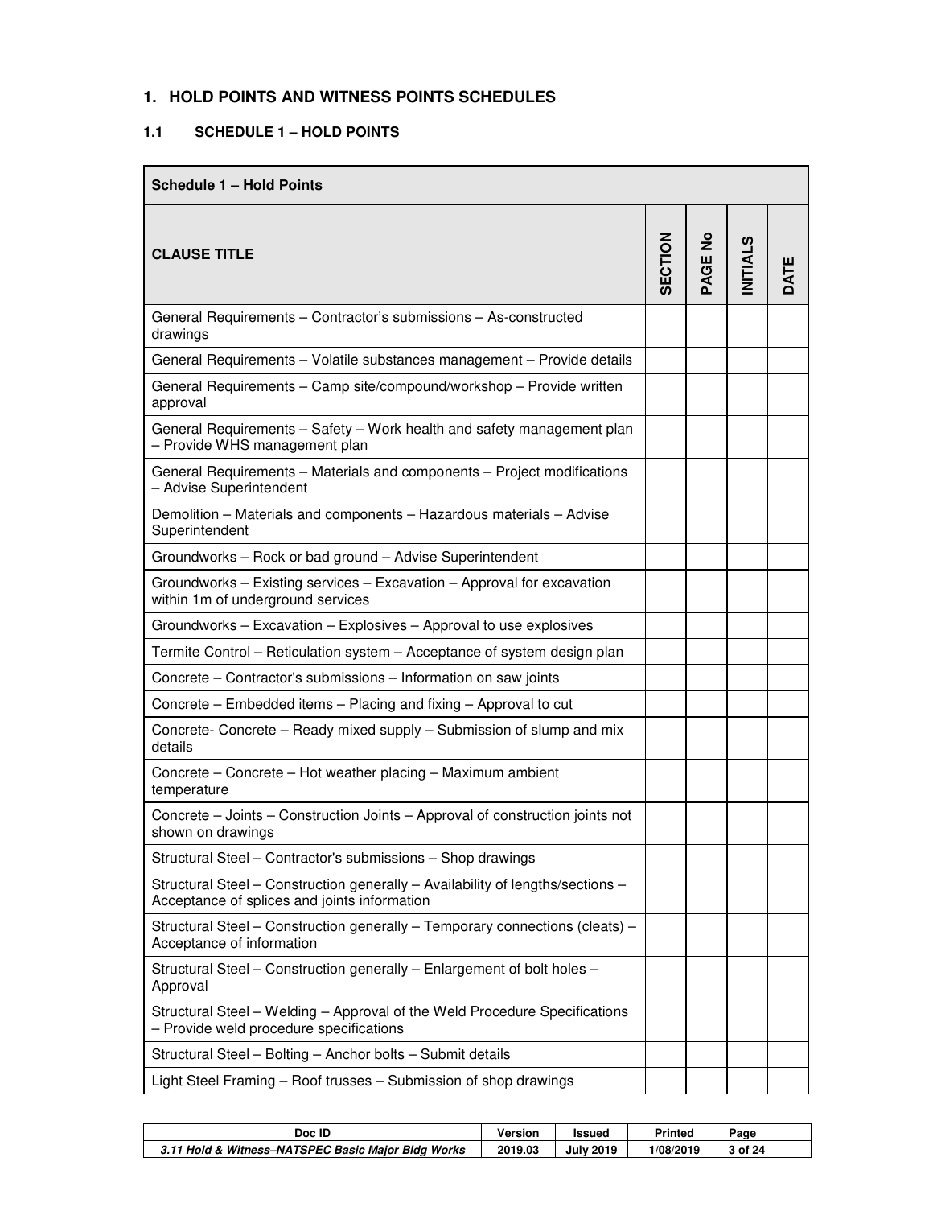## 1. HOLD POINTS AND WITNESS POINTS SCHEDULES

### 1.1 SCHEDULE 1 – HOLD POINTS

| Schedule 1 – Hold Points | | | | |
|---|---|---|---|---|
| **CLAUSE TITLE** | **SECTION** | **PAGE No** | **INITIALS** | **DATE** |
| General Requirements – Contractor's submissions – As-constructed drawings | | | | |
| General Requirements – Volatile substances management – Provide details | | | | |
| General Requirements – Camp site/compound/workshop – Provide written approval | | | | |
| General Requirements – Safety – Work health and safety management plan – Provide WHS management plan | | | | |
| General Requirements – Materials and components – Project modifications – Advise Superintendent | | | | |
| Demolition – Materials and components – Hazardous materials – Advise Superintendent | | | | |
| Groundworks – Rock or bad ground – Advise Superintendent | | | | |
| Groundworks – Existing services – Excavation – Approval for excavation within 1m of underground services | | | | |
| Groundworks – Excavation – Explosives – Approval to use explosives | | | | |
| Termite Control – Reticulation system – Acceptance of system design plan | | | | |
| Concrete – Contractor's submissions – Information on saw joints | | | | |
| Concrete – Embedded items – Placing and fixing – Approval to cut | | | | |
| Concrete- Concrete – Ready mixed supply – Submission of slump and mix details | | | | |
| Concrete – Concrete – Hot weather placing – Maximum ambient temperature | | | | |
| Concrete – Joints – Construction Joints – Approval of construction joints not shown on drawings | | | | |
| Structural Steel – Contractor's submissions – Shop drawings | | | | |
| Structural Steel – Construction generally – Availability of lengths/sections – Acceptance of splices and joints information | | | | |
| Structural Steel – Construction generally – Temporary connections (cleats) – Acceptance of information | | | | |
| Structural Steel – Construction generally – Enlargement of bolt holes – Approval | | | | |
| Structural Steel – Welding – Approval of the Weld Procedure Specifications – Provide weld procedure specifications | | | | |
| Structural Steel – Bolting – Anchor bolts – Submit details | | | | |
| Light Steel Framing – Roof trusses – Submission of shop drawings | | | | |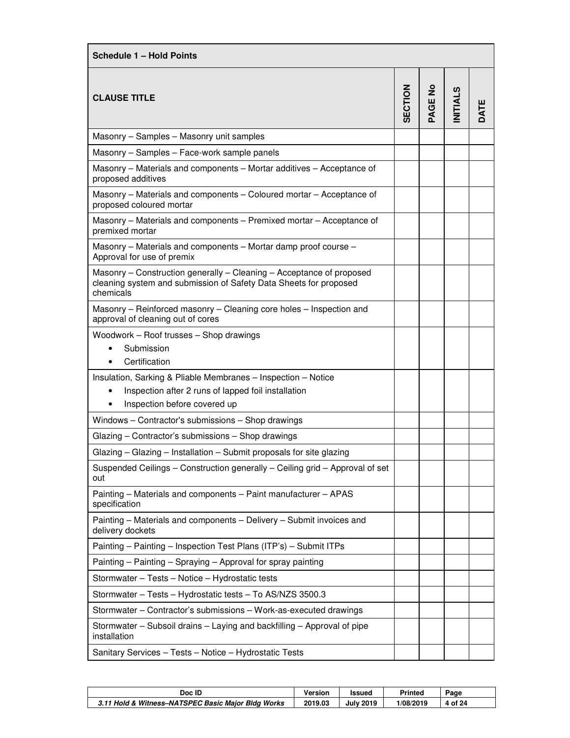| Schedule 1 – Hold Points | | | | |
|---|---|---|---|---|
| **CLAUSE TITLE** | **SECTION** | **PAGE No** | **INITIALS** | **DATE** |
| Masonry – Samples – Masonry unit samples | | | | |
| Masonry – Samples – Face-work sample panels | | | | |
| Masonry – Materials and components – Mortar additives – Acceptance of proposed additives | | | | |
| Masonry – Materials and components – Coloured mortar – Acceptance of proposed coloured mortar | | | | |
| Masonry – Materials and components – Premixed mortar – Acceptance of premixed mortar | | | | |
| Masonry – Materials and components – Mortar damp proof course – Approval for use of premix | | | | |
| Masonry – Construction generally – Cleaning – Acceptance of proposed cleaning system and submission of Safety Data Sheets for proposed chemicals | | | | |
| Masonry – Reinforced masonry – Cleaning core holes – Inspection and approval of cleaning out of cores | | | | |
| Woodwork – Roof trusses – Shop drawings<br>• Submission<br>• Certification | | | | |
| Insulation, Sarking & Pliable Membranes – Inspection – Notice<br>• Inspection after 2 runs of lapped foil installation<br>• Inspection before covered up | | | | |
| Windows – Contractor's submissions – Shop drawings | | | | |
| Glazing – Contractor's submissions – Shop drawings | | | | |
| Glazing – Glazing – Installation – Submit proposals for site glazing | | | | |
| Suspended Ceilings – Construction generally – Ceiling grid – Approval of set out | | | | |
| Painting – Materials and components – Paint manufacturer – APAS specification | | | | |
| Painting – Materials and components – Delivery – Submit invoices and delivery dockets | | | | |
| Painting – Painting – Inspection Test Plans (ITP's) – Submit ITPs | | | | |
| Painting – Painting – Spraying – Approval for spray painting | | | | |
| Stormwater – Tests – Notice – Hydrostatic tests | | | | |
| Stormwater – Tests – Hydrostatic tests – To AS/NZS 3500.3 | | | | |
| Stormwater – Contractor's submissions – Work-as-executed drawings | | | | |
| Stormwater – Subsoil drains – Laying and backfilling – Approval of pipe installation | | | | |
| Sanitary Services – Tests – Notice – Hydrostatic Tests | | | | |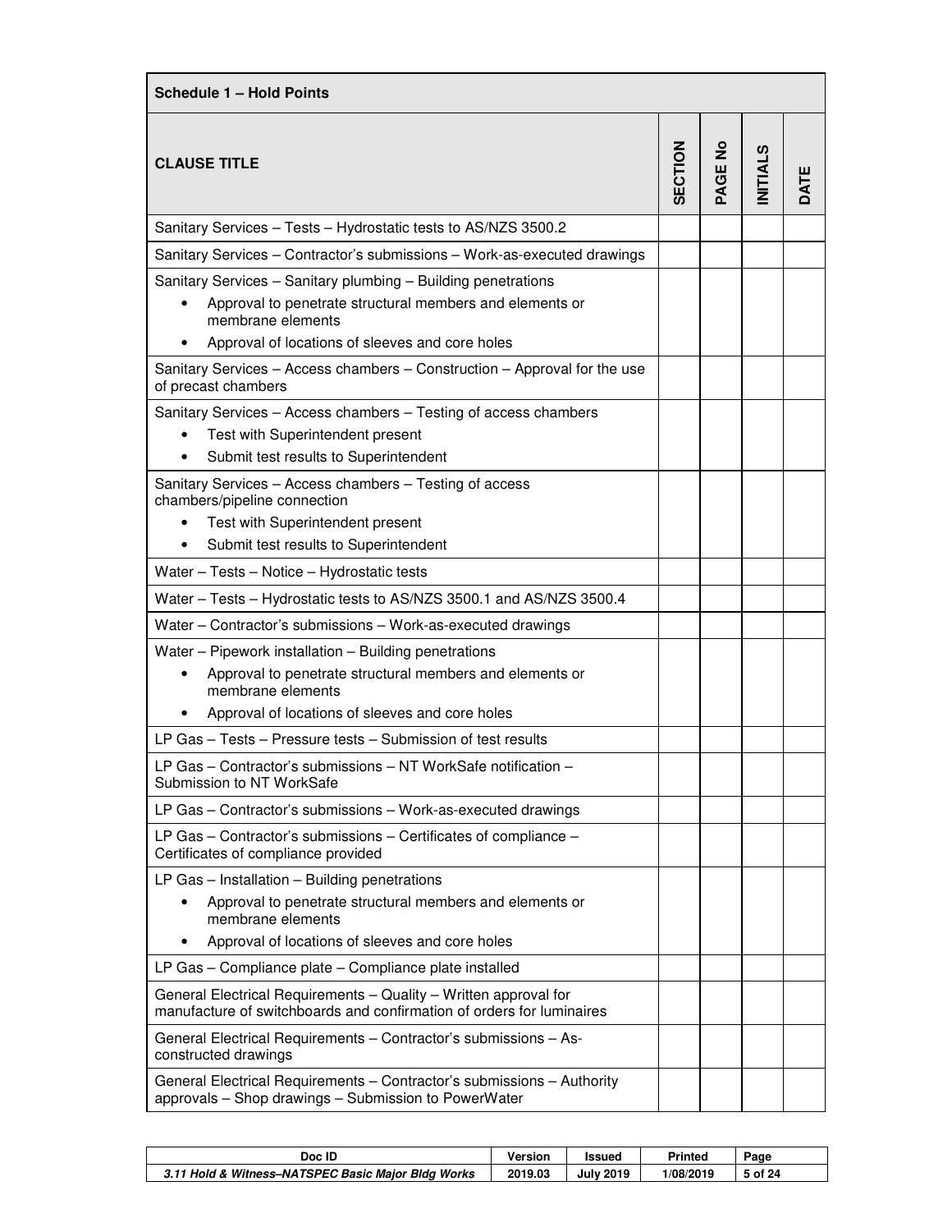| Schedule 1 – Hold Points | | | | |
|---|---|---|---|---|
| **CLAUSE TITLE** | **SECTION** | **PAGE No** | **INITIALS** | **DATE** |
| Sanitary Services – Tests – Hydrostatic tests to AS/NZS 3500.2 | | | | |
| Sanitary Services – Contractor's submissions – Work-as-executed drawings | | | | |
| Sanitary Services – Sanitary plumbing – Building penetrations<br>• Approval to penetrate structural members and elements or membrane elements<br>• Approval of locations of sleeves and core holes | | | | |
| Sanitary Services – Access chambers – Construction – Approval for the use of precast chambers | | | | |
| Sanitary Services – Access chambers – Testing of access chambers<br>• Test with Superintendent present<br>• Submit test results to Superintendent | | | | |
| Sanitary Services – Access chambers – Testing of access chambers/pipeline connection<br>• Test with Superintendent present<br>• Submit test results to Superintendent | | | | |
| Water – Tests – Notice – Hydrostatic tests | | | | |
| Water – Tests – Hydrostatic tests to AS/NZS 3500.1 and AS/NZS 3500.4 | | | | |
| Water – Contractor's submissions – Work-as-executed drawings | | | | |
| Water – Pipework installation – Building penetrations<br>• Approval to penetrate structural members and elements or membrane elements<br>• Approval of locations of sleeves and core holes | | | | |
| LP Gas – Tests – Pressure tests – Submission of test results | | | | |
| LP Gas – Contractor's submissions – NT WorkSafe notification – Submission to NT WorkSafe | | | | |
| LP Gas – Contractor's submissions – Work-as-executed drawings | | | | |
| LP Gas – Contractor's submissions – Certificates of compliance – Certificates of compliance provided | | | | |
| LP Gas – Installation – Building penetrations<br>• Approval to penetrate structural members and elements or membrane elements<br>• Approval of locations of sleeves and core holes | | | | |
| LP Gas – Compliance plate – Compliance plate installed | | | | |
| General Electrical Requirements – Quality – Written approval for manufacture of switchboards and confirmation of orders for luminaires | | | | |
| General Electrical Requirements – Contractor's submissions – As-constructed drawings | | | | |
| General Electrical Requirements – Contractor's submissions – Authority approvals – Shop drawings – Submission to PowerWater | | | | |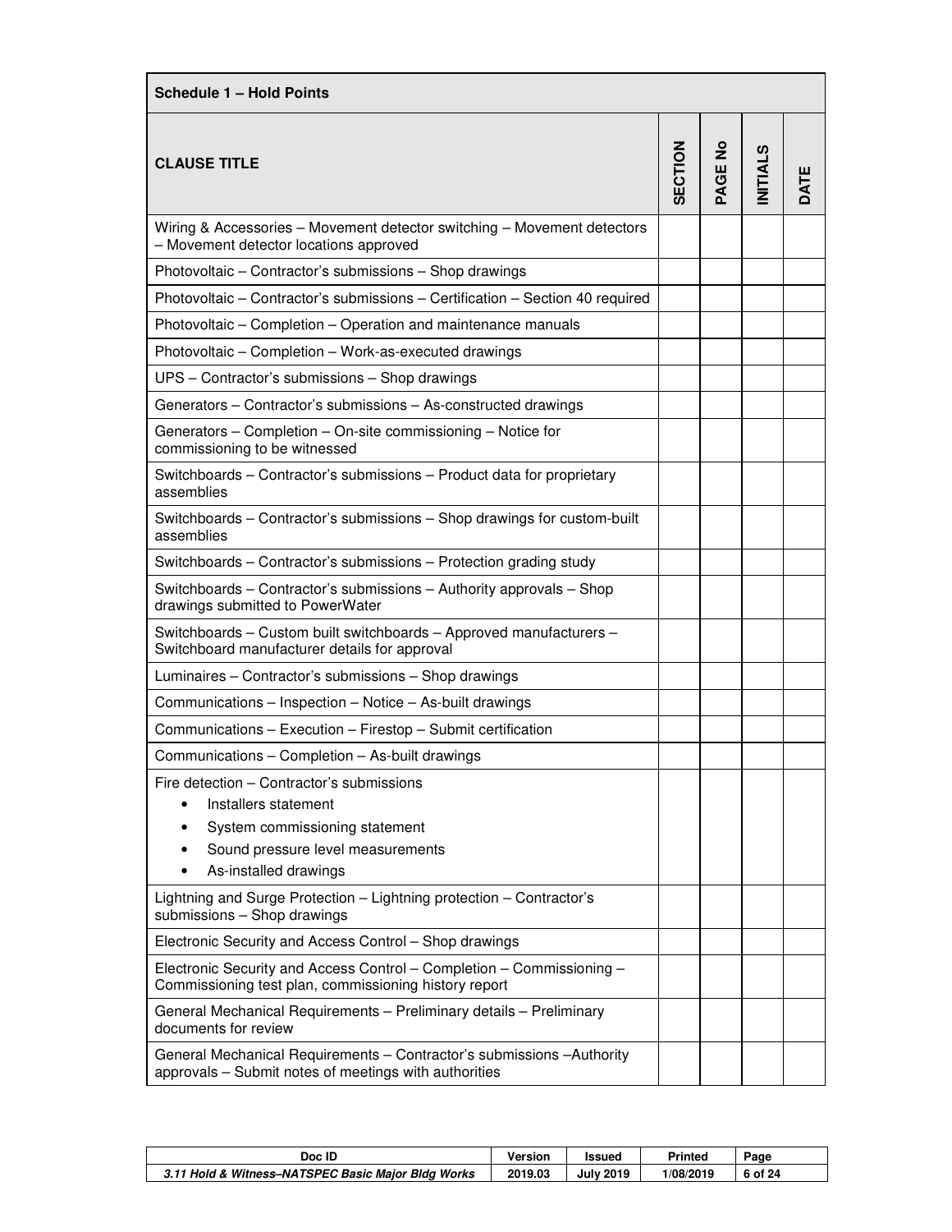| Schedule 1 – Hold Points | | | | |
|---|---|---|---|---|
| CLAUSE TITLE | SECTION | PAGE No | INITIALS | DATE |
| Wiring & Accessories – Movement detector switching – Movement detectors – Movement detector locations approved | | | | |
| Photovoltaic – Contractor's submissions – Shop drawings | | | | |
| Photovoltaic – Contractor's submissions – Certification – Section 40 required | | | | |
| Photovoltaic – Completion – Operation and maintenance manuals | | | | |
| Photovoltaic – Completion – Work-as-executed drawings | | | | |
| UPS – Contractor's submissions – Shop drawings | | | | |
| Generators – Contractor's submissions – As-constructed drawings | | | | |
| Generators – Completion – On-site commissioning – Notice for commissioning to be witnessed | | | | |
| Switchboards – Contractor's submissions – Product data for proprietary assemblies | | | | |
| Switchboards – Contractor's submissions – Shop drawings for custom-built assemblies | | | | |
| Switchboards – Contractor's submissions – Protection grading study | | | | |
| Switchboards – Contractor's submissions – Authority approvals – Shop drawings submitted to PowerWater | | | | |
| Switchboards – Custom built switchboards – Approved manufacturers – Switchboard manufacturer details for approval | | | | |
| Luminaires – Contractor's submissions – Shop drawings | | | | |
| Communications – Inspection – Notice – As-built drawings | | | | |
| Communications – Execution – Firestop – Submit certification | | | | |
| Communications – Completion – As-built drawings | | | | |
| Fire detection – Contractor's submissions<br>• Installers statement<br>• System commissioning statement<br>• Sound pressure level measurements<br>• As-installed drawings | | | | |
| Lightning and Surge Protection – Lightning protection – Contractor's submissions – Shop drawings | | | | |
| Electronic Security and Access Control – Shop drawings | | | | |
| Electronic Security and Access Control – Completion – Commissioning – Commissioning test plan, commissioning history report | | | | |
| General Mechanical Requirements – Preliminary details – Preliminary documents for review | | | | |
| General Mechanical Requirements – Contractor's submissions –Authority approvals – Submit notes of meetings with authorities | | | | |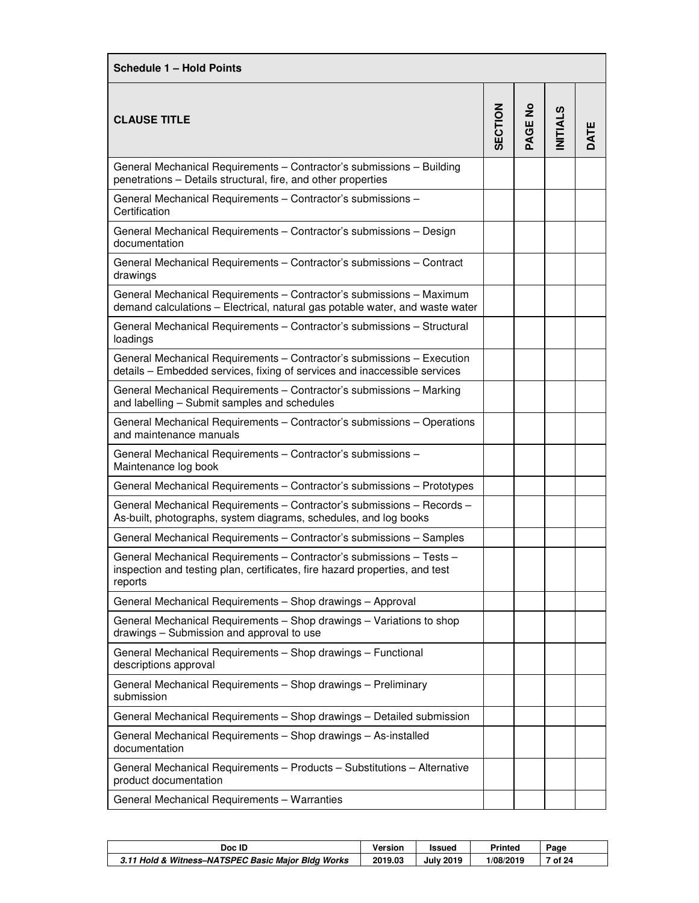| Schedule 1 – Hold Points | | | | |
|---|---|---|---|---|
| **CLAUSE TITLE** | **SECTION** | **PAGE No** | **INITIALS** | **DATE** |
| General Mechanical Requirements – Contractor's submissions – Building penetrations – Details structural, fire, and other properties | | | | |
| General Mechanical Requirements – Contractor's submissions – Certification | | | | |
| General Mechanical Requirements – Contractor's submissions – Design documentation | | | | |
| General Mechanical Requirements – Contractor's submissions – Contract drawings | | | | |
| General Mechanical Requirements – Contractor's submissions – Maximum demand calculations – Electrical, natural gas potable water, and waste water | | | | |
| General Mechanical Requirements – Contractor's submissions – Structural loadings | | | | |
| General Mechanical Requirements – Contractor's submissions – Execution details – Embedded services, fixing of services and inaccessible services | | | | |
| General Mechanical Requirements – Contractor's submissions – Marking and labelling – Submit samples and schedules | | | | |
| General Mechanical Requirements – Contractor's submissions – Operations and maintenance manuals | | | | |
| General Mechanical Requirements – Contractor's submissions – Maintenance log book | | | | |
| General Mechanical Requirements – Contractor's submissions – Prototypes | | | | |
| General Mechanical Requirements – Contractor's submissions – Records – As-built, photographs, system diagrams, schedules, and log books | | | | |
| General Mechanical Requirements – Contractor's submissions – Samples | | | | |
| General Mechanical Requirements – Contractor's submissions – Tests – inspection and testing plan, certificates, fire hazard properties, and test reports | | | | |
| General Mechanical Requirements – Shop drawings – Approval | | | | |
| General Mechanical Requirements – Shop drawings – Variations to shop drawings – Submission and approval to use | | | | |
| General Mechanical Requirements – Shop drawings – Functional descriptions approval | | | | |
| General Mechanical Requirements – Shop drawings – Preliminary submission | | | | |
| General Mechanical Requirements – Shop drawings – Detailed submission | | | | |
| General Mechanical Requirements – Shop drawings – As-installed documentation | | | | |
| General Mechanical Requirements – Products – Substitutions – Alternative product documentation | | | | |
| General Mechanical Requirements – Warranties | | | | |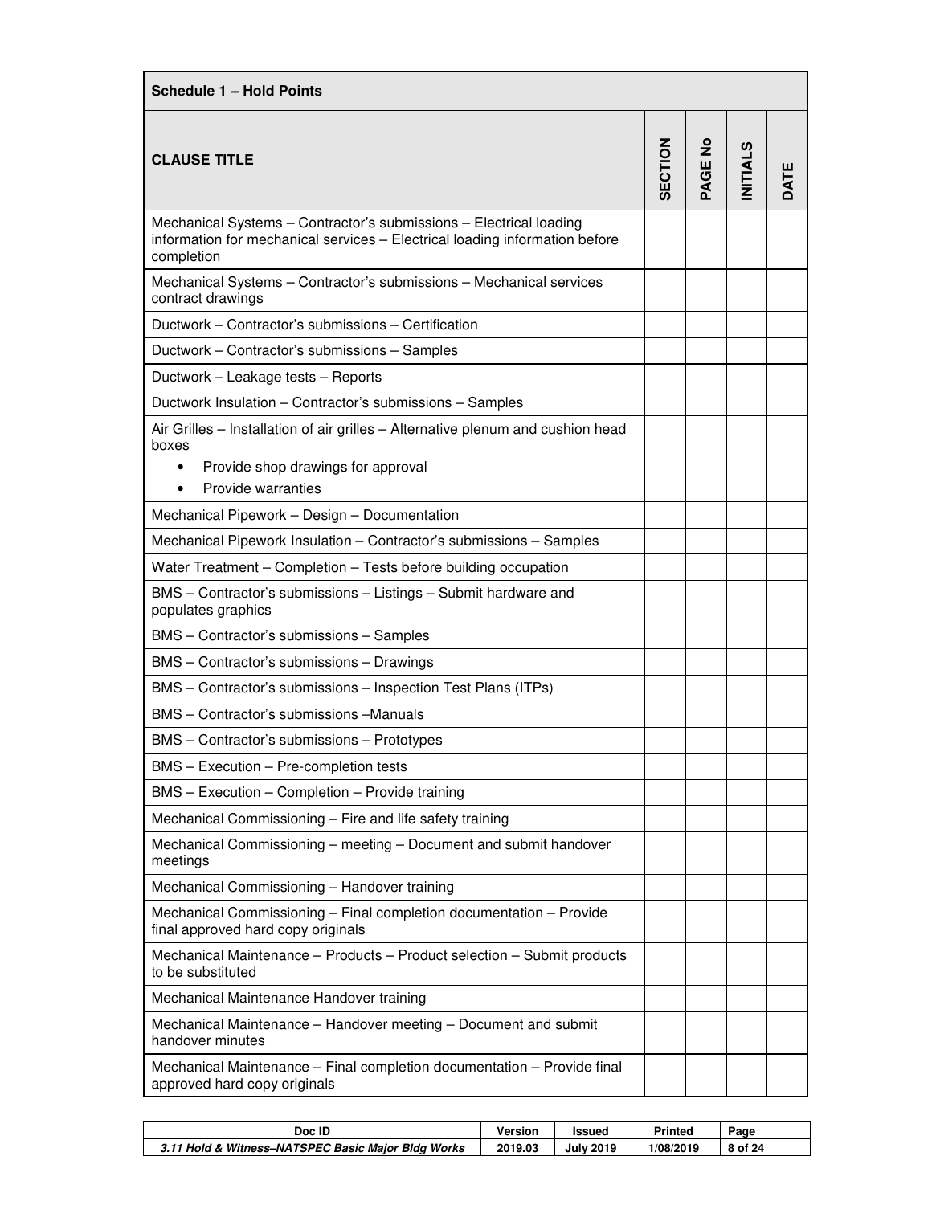| Schedule 1 – Hold Points | | | | |
|---|---|---|---|---|
| **CLAUSE TITLE** | **SECTION** | **PAGE No** | **INITIALS** | **DATE** |
| Mechanical Systems – Contractor's submissions – Electrical loading information for mechanical services – Electrical loading information before completion | | | | |
| Mechanical Systems – Contractor's submissions – Mechanical services contract drawings | | | | |
| Ductwork – Contractor's submissions – Certification | | | | |
| Ductwork – Contractor's submissions – Samples | | | | |
| Ductwork – Leakage tests – Reports | | | | |
| Ductwork Insulation – Contractor's submissions – Samples | | | | |
| Air Grilles – Installation of air grilles – Alternative plenum and cushion head boxes<br>• Provide shop drawings for approval<br>• Provide warranties | | | | |
| Mechanical Pipework – Design – Documentation | | | | |
| Mechanical Pipework Insulation – Contractor's submissions – Samples | | | | |
| Water Treatment – Completion – Tests before building occupation | | | | |
| BMS – Contractor's submissions – Listings – Submit hardware and populates graphics | | | | |
| BMS – Contractor's submissions – Samples | | | | |
| BMS – Contractor's submissions – Drawings | | | | |
| BMS – Contractor's submissions – Inspection Test Plans (ITPs) | | | | |
| BMS – Contractor's submissions –Manuals | | | | |
| BMS – Contractor's submissions – Prototypes | | | | |
| BMS – Execution – Pre-completion tests | | | | |
| BMS – Execution – Completion – Provide training | | | | |
| Mechanical Commissioning – Fire and life safety training | | | | |
| Mechanical Commissioning – meeting – Document and submit handover meetings | | | | |
| Mechanical Commissioning – Handover training | | | | |
| Mechanical Commissioning – Final completion documentation – Provide final approved hard copy originals | | | | |
| Mechanical Maintenance – Products – Product selection – Submit products to be substituted | | | | |
| Mechanical Maintenance Handover training | | | | |
| Mechanical Maintenance – Handover meeting – Document and submit handover minutes | | | | |
| Mechanical Maintenance – Final completion documentation – Provide final approved hard copy originals | | | | |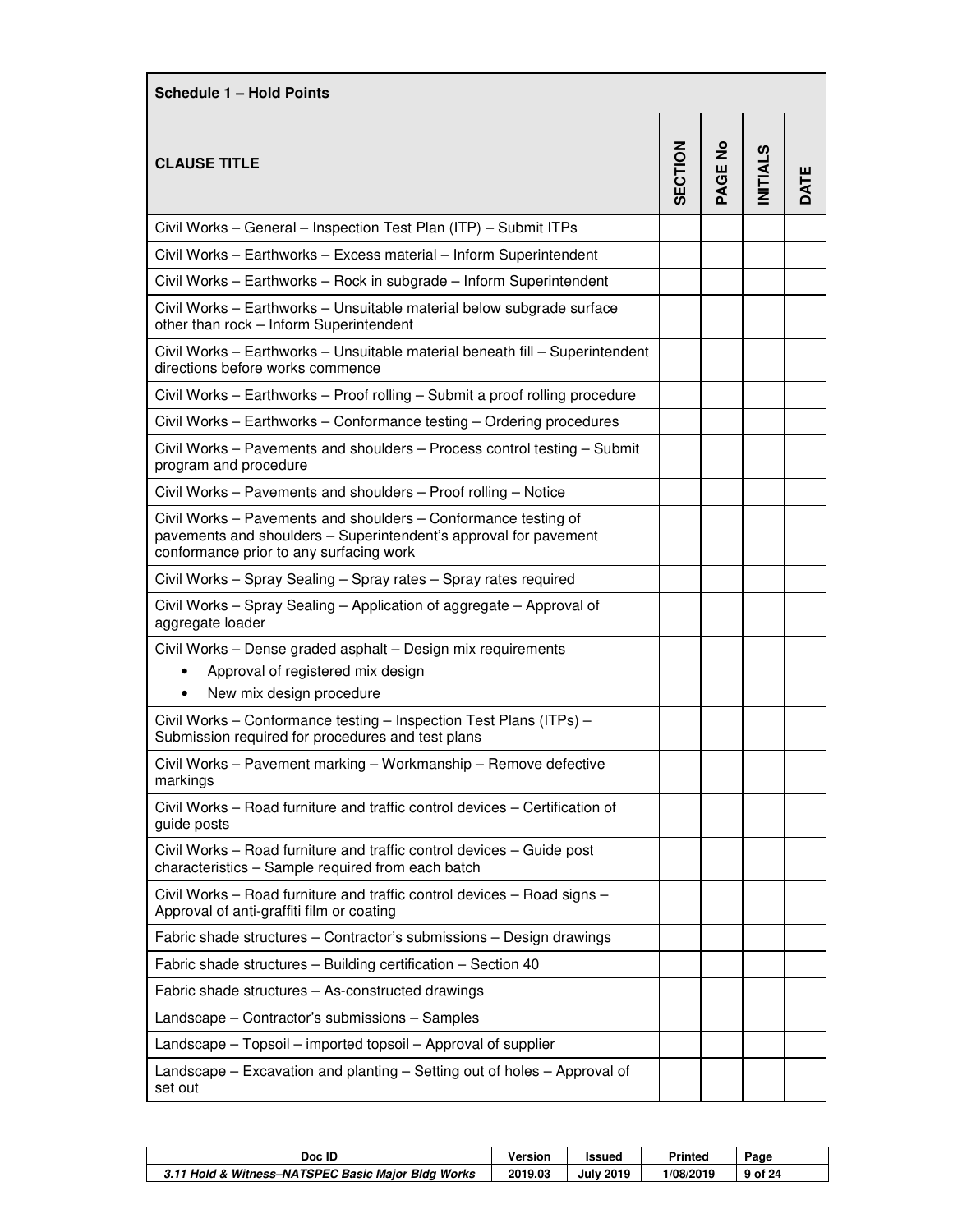| Schedule 1 – Hold Points | | | | |
|---|---|---|---|---|
| **CLAUSE TITLE** | **SECTION** | **PAGE No** | **INITIALS** | **DATE** |
| Civil Works – General – Inspection Test Plan (ITP) – Submit ITPs | | | | |
| Civil Works – Earthworks – Excess material – Inform Superintendent | | | | |
| Civil Works – Earthworks – Rock in subgrade – Inform Superintendent | | | | |
| Civil Works – Earthworks – Unsuitable material below subgrade surface other than rock – Inform Superintendent | | | | |
| Civil Works – Earthworks – Unsuitable material beneath fill – Superintendent directions before works commence | | | | |
| Civil Works – Earthworks – Proof rolling – Submit a proof rolling procedure | | | | |
| Civil Works – Earthworks – Conformance testing – Ordering procedures | | | | |
| Civil Works – Pavements and shoulders – Process control testing – Submit program and procedure | | | | |
| Civil Works – Pavements and shoulders – Proof rolling – Notice | | | | |
| Civil Works – Pavements and shoulders – Conformance testing of pavements and shoulders – Superintendent's approval for pavement conformance prior to any surfacing work | | | | |
| Civil Works – Spray Sealing – Spray rates – Spray rates required | | | | |
| Civil Works – Spray Sealing – Application of aggregate – Approval of aggregate loader | | | | |
| Civil Works – Dense graded asphalt – Design mix requirements <br>• Approval of registered mix design <br>• New mix design procedure | | | | |
| Civil Works – Conformance testing – Inspection Test Plans (ITPs) – Submission required for procedures and test plans | | | | |
| Civil Works – Pavement marking – Workmanship – Remove defective markings | | | | |
| Civil Works – Road furniture and traffic control devices – Certification of guide posts | | | | |
| Civil Works – Road furniture and traffic control devices – Guide post characteristics – Sample required from each batch | | | | |
| Civil Works – Road furniture and traffic control devices – Road signs – Approval of anti-graffiti film or coating | | | | |
| Fabric shade structures – Contractor's submissions – Design drawings | | | | |
| Fabric shade structures – Building certification – Section 40 | | | | |
| Fabric shade structures – As-constructed drawings | | | | |
| Landscape – Contractor's submissions – Samples | | | | |
| Landscape – Topsoil – imported topsoil – Approval of supplier | | | | |
| Landscape – Excavation and planting – Setting out of holes – Approval of set out | | | | |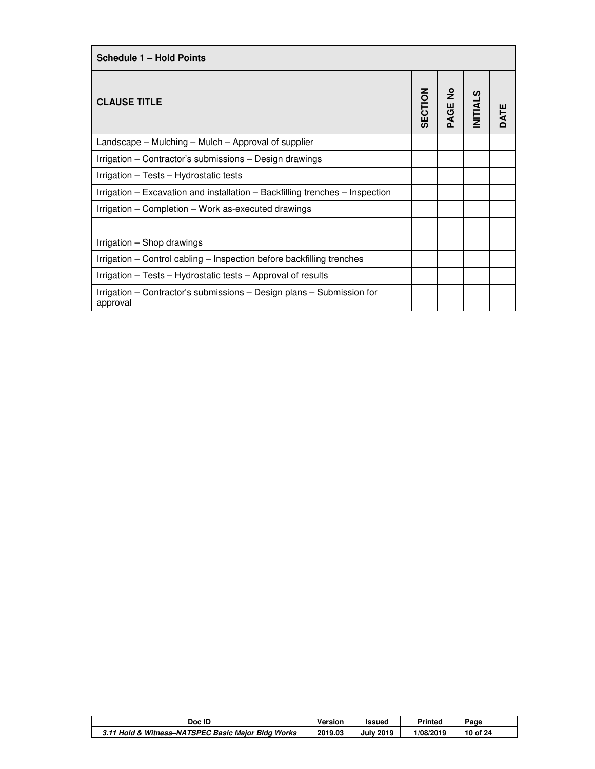| Schedule 1 – Hold Points | | | | |
|---|---|---|---|---|
| **CLAUSE TITLE** | **SECTION** | **PAGE No** | **INITIALS** | **DATE** |
| Landscape – Mulching – Mulch – Approval of supplier | | | | |
| Irrigation – Contractor's submissions – Design drawings | | | | |
| Irrigation – Tests – Hydrostatic tests | | | | |
| Irrigation – Excavation and installation – Backfilling trenches – Inspection | | | | |
| Irrigation – Completion – Work as-executed drawings | | | | |
| | | | | |
| Irrigation – Shop drawings | | | | |
| Irrigation – Control cabling – Inspection before backfilling trenches | | | | |
| Irrigation – Tests – Hydrostatic tests – Approval of results | | | | |
| Irrigation – Contractor's submissions – Design plans – Submission for approval | | | | |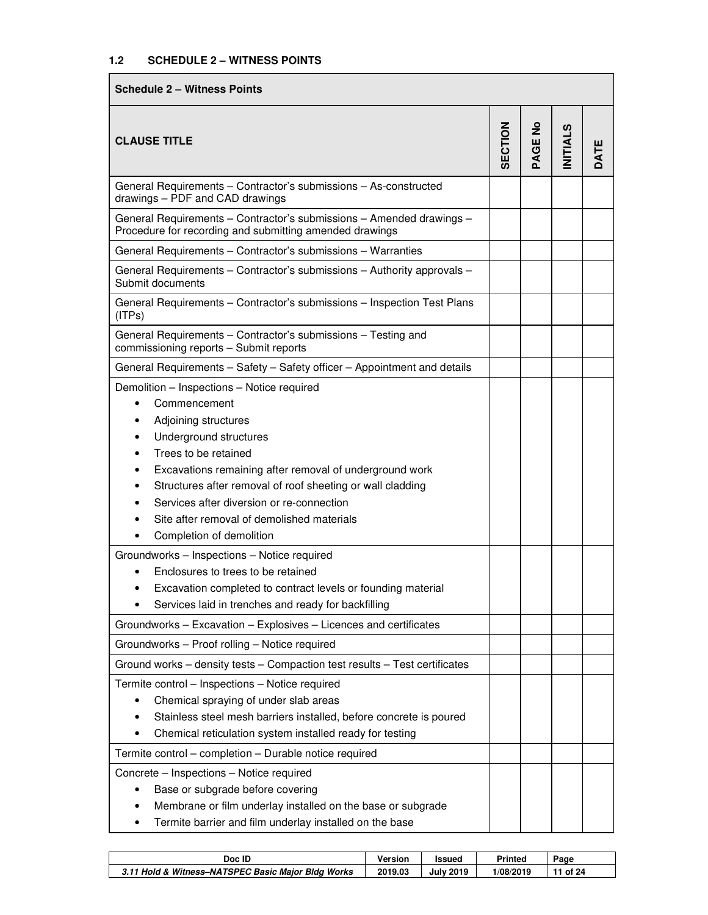## 1.2 SCHEDULE 2 – WITNESS POINTS

| Schedule 2 – Witness Points | | | | |
|---|---|---|---|---|
| **CLAUSE TITLE** | **SECTION** | **PAGE No** | **INITIALS** | **DATE** |
| General Requirements – Contractor's submissions – As-constructed drawings – PDF and CAD drawings | | | | |
| General Requirements – Contractor's submissions – Amended drawings – Procedure for recording and submitting amended drawings | | | | |
| General Requirements – Contractor's submissions – Warranties | | | | |
| General Requirements – Contractor's submissions – Authority approvals – Submit documents | | | | |
| General Requirements – Contractor's submissions – Inspection Test Plans (ITPs) | | | | |
| General Requirements – Contractor's submissions – Testing and commissioning reports – Submit reports | | | | |
| General Requirements – Safety – Safety officer – Appointment and details | | | | |
| Demolition – Inspections – Notice required<br>• Commencement<br>• Adjoining structures<br>• Underground structures<br>• Trees to be retained<br>• Excavations remaining after removal of underground work<br>• Structures after removal of roof sheeting or wall cladding<br>• Services after diversion or re-connection<br>• Site after removal of demolished materials<br>• Completion of demolition | | | | |
| Groundworks – Inspections – Notice required<br>• Enclosures to trees to be retained<br>• Excavation completed to contract levels or founding material<br>• Services laid in trenches and ready for backfilling | | | | |
| Groundworks – Excavation – Explosives – Licences and certificates | | | | |
| Groundworks – Proof rolling – Notice required | | | | |
| Ground works – density tests – Compaction test results – Test certificates | | | | |
| Termite control – Inspections – Notice required<br>• Chemical spraying of under slab areas<br>• Stainless steel mesh barriers installed, before concrete is poured<br>• Chemical reticulation system installed ready for testing | | | | |
| Termite control – completion – Durable notice required | | | | |
| Concrete – Inspections – Notice required<br>• Base or subgrade before covering<br>• Membrane or film underlay installed on the base or subgrade<br>• Termite barrier and film underlay installed on the base | | | | |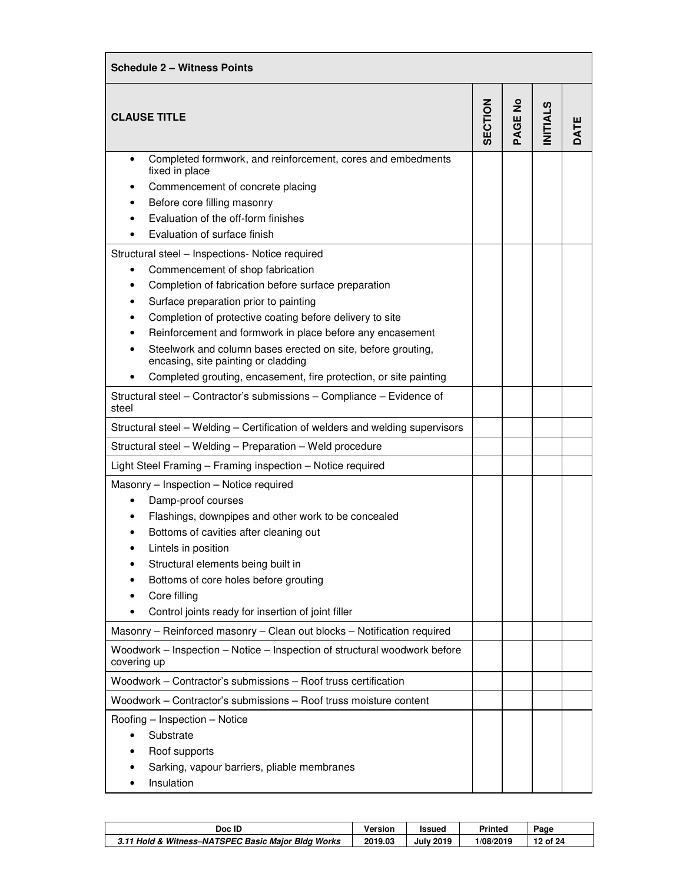| Schedule 2 – Witness Points | | | | |
|---|---|---|---|---|
| **CLAUSE TITLE** | **SECTION** | **PAGE No** | **INITIALS** | **DATE** |
| • Completed formwork, and reinforcement, cores and embedments fixed in place<br>• Commencement of concrete placing<br>• Before core filling masonry<br>• Evaluation of the off-form finishes<br>• Evaluation of surface finish | | | | |
| Structural steel – Inspections- Notice required<br>• Commencement of shop fabrication<br>• Completion of fabrication before surface preparation<br>• Surface preparation prior to painting<br>• Completion of protective coating before delivery to site<br>• Reinforcement and formwork in place before any encasement<br>• Steelwork and column bases erected on site, before grouting, encasing, site painting or cladding<br>• Completed grouting, encasement, fire protection, or site painting | | | | |
| Structural steel – Contractor's submissions – Compliance – Evidence of steel | | | | |
| Structural steel – Welding – Certification of welders and welding supervisors | | | | |
| Structural steel – Welding – Preparation – Weld procedure | | | | |
| Light Steel Framing – Framing inspection – Notice required | | | | |
| Masonry – Inspection – Notice required<br>• Damp-proof courses<br>• Flashings, downpipes and other work to be concealed<br>• Bottoms of cavities after cleaning out<br>• Lintels in position<br>• Structural elements being built in<br>• Bottoms of core holes before grouting<br>• Core filling<br>• Control joints ready for insertion of joint filler | | | | |
| Masonry – Reinforced masonry – Clean out blocks – Notification required | | | | |
| Woodwork – Inspection – Notice – Inspection of structural woodwork before covering up | | | | |
| Woodwork – Contractor's submissions – Roof truss certification | | | | |
| Woodwork – Contractor's submissions – Roof truss moisture content | | | | |
| Roofing – Inspection – Notice<br>• Substrate<br>• Roof supports<br>• Sarking, vapour barriers, pliable membranes<br>• Insulation | | | | |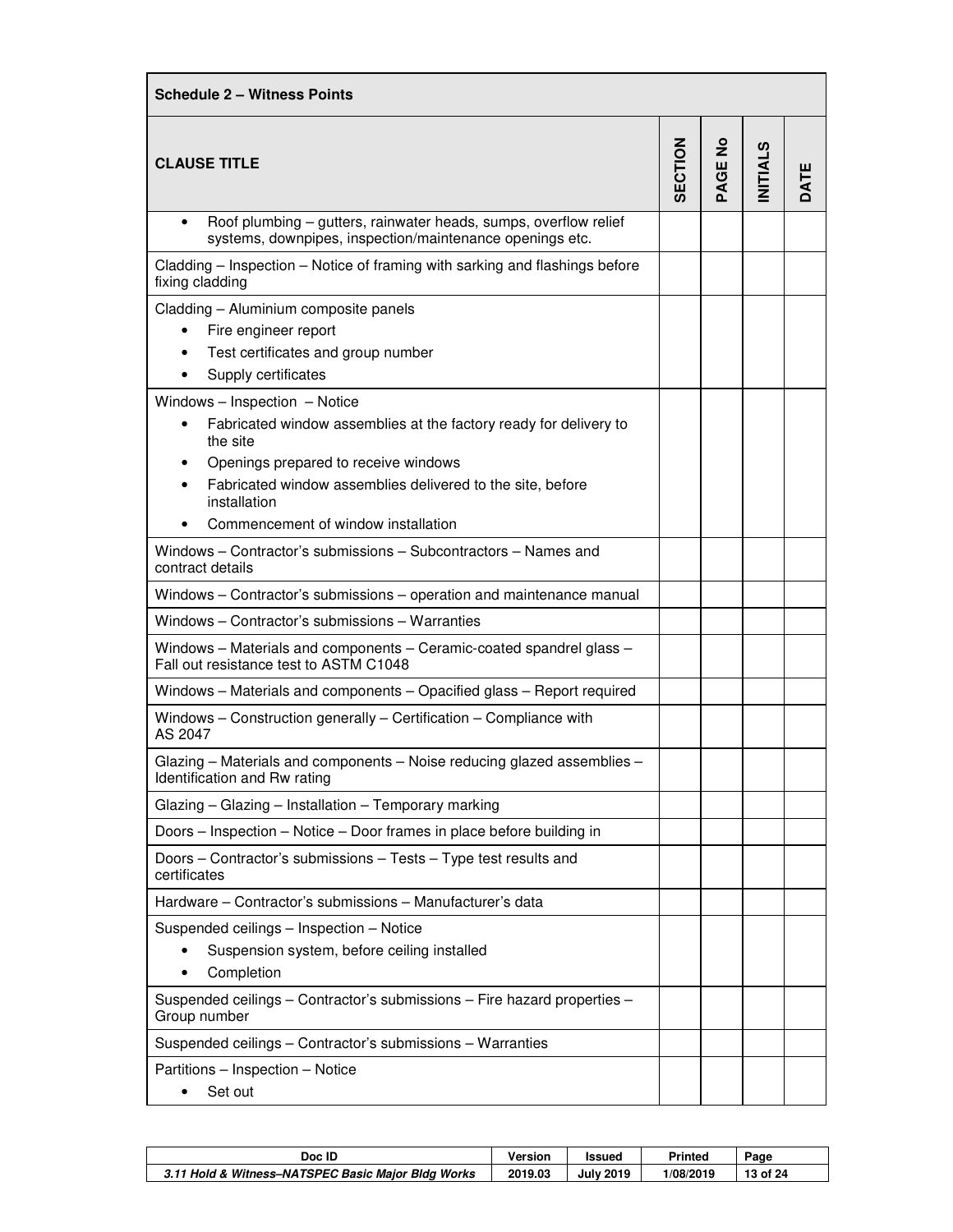| Schedule 2 – Witness Points | | | | |
|---|---|---|---|---|
| **CLAUSE TITLE** | **SECTION** | **PAGE No** | **INITIALS** | **DATE** |
| • Roof plumbing – gutters, rainwater heads, sumps, overflow relief systems, downpipes, inspection/maintenance openings etc. | | | | |
| Cladding – Inspection – Notice of framing with sarking and flashings before fixing cladding | | | | |
| Cladding – Aluminium composite panels<br>• Fire engineer report<br>• Test certificates and group number<br>• Supply certificates | | | | |
| Windows – Inspection – Notice<br>• Fabricated window assemblies at the factory ready for delivery to the site<br>• Openings prepared to receive windows<br>• Fabricated window assemblies delivered to the site, before installation<br>• Commencement of window installation | | | | |
| Windows – Contractor's submissions – Subcontractors – Names and contract details | | | | |
| Windows – Contractor's submissions – operation and maintenance manual | | | | |
| Windows – Contractor's submissions – Warranties | | | | |
| Windows – Materials and components – Ceramic-coated spandrel glass – Fall out resistance test to ASTM C1048 | | | | |
| Windows – Materials and components – Opacified glass – Report required | | | | |
| Windows – Construction generally – Certification – Compliance with AS 2047 | | | | |
| Glazing – Materials and components – Noise reducing glazed assemblies – Identification and Rw rating | | | | |
| Glazing – Glazing – Installation – Temporary marking | | | | |
| Doors – Inspection – Notice – Door frames in place before building in | | | | |
| Doors – Contractor's submissions – Tests – Type test results and certificates | | | | |
| Hardware – Contractor's submissions – Manufacturer's data | | | | |
| Suspended ceilings – Inspection – Notice<br>• Suspension system, before ceiling installed<br>• Completion | | | | |
| Suspended ceilings – Contractor's submissions – Fire hazard properties – Group number | | | | |
| Suspended ceilings – Contractor's submissions – Warranties | | | | |
| Partitions – Inspection – Notice<br>• Set out | | | | |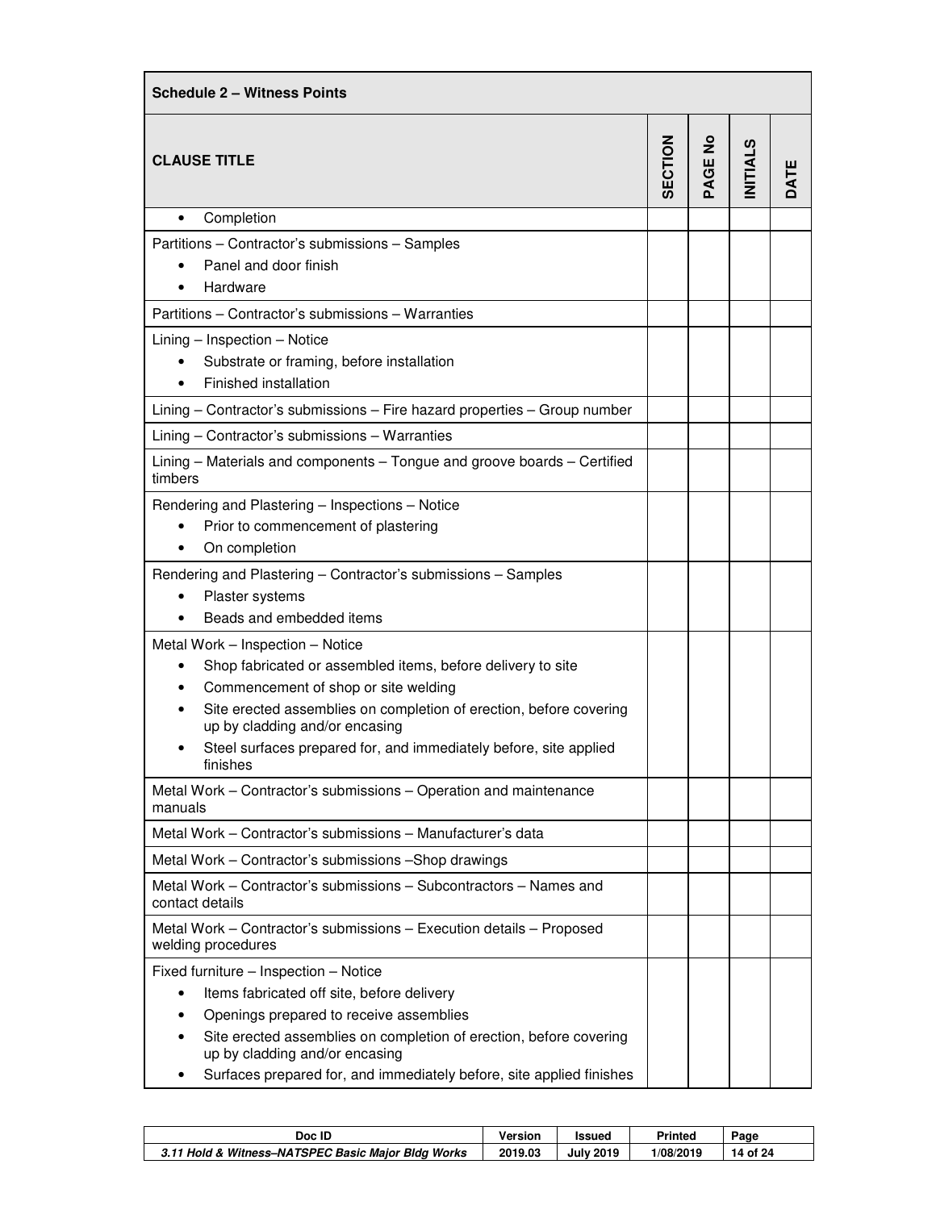| Schedule 2 – Witness Points | | | | |
|---|---|---|---|---|
| CLAUSE TITLE | SECTION | PAGE No | INITIALS | DATE |
| • Completion | | | | |
| Partitions – Contractor's submissions – Samples<br>• Panel and door finish<br>• Hardware | | | | |
| Partitions – Contractor's submissions – Warranties | | | | |
| Lining – Inspection – Notice<br>• Substrate or framing, before installation<br>• Finished installation | | | | |
| Lining – Contractor's submissions – Fire hazard properties – Group number | | | | |
| Lining – Contractor's submissions – Warranties | | | | |
| Lining – Materials and components – Tongue and groove boards – Certified timbers | | | | |
| Rendering and Plastering – Inspections – Notice<br>• Prior to commencement of plastering<br>• On completion | | | | |
| Rendering and Plastering – Contractor's submissions – Samples<br>• Plaster systems<br>• Beads and embedded items | | | | |
| Metal Work – Inspection – Notice<br>• Shop fabricated or assembled items, before delivery to site<br>• Commencement of shop or site welding<br>• Site erected assemblies on completion of erection, before covering up by cladding and/or encasing<br>• Steel surfaces prepared for, and immediately before, site applied finishes | | | | |
| Metal Work – Contractor's submissions – Operation and maintenance manuals | | | | |
| Metal Work – Contractor's submissions – Manufacturer's data | | | | |
| Metal Work – Contractor's submissions –Shop drawings | | | | |
| Metal Work – Contractor's submissions – Subcontractors – Names and contact details | | | | |
| Metal Work – Contractor's submissions – Execution details – Proposed welding procedures | | | | |
| Fixed furniture – Inspection – Notice<br>• Items fabricated off site, before delivery<br>• Openings prepared to receive assemblies<br>• Site erected assemblies on completion of erection, before covering up by cladding and/or encasing<br>• Surfaces prepared for, and immediately before, site applied finishes | | | | |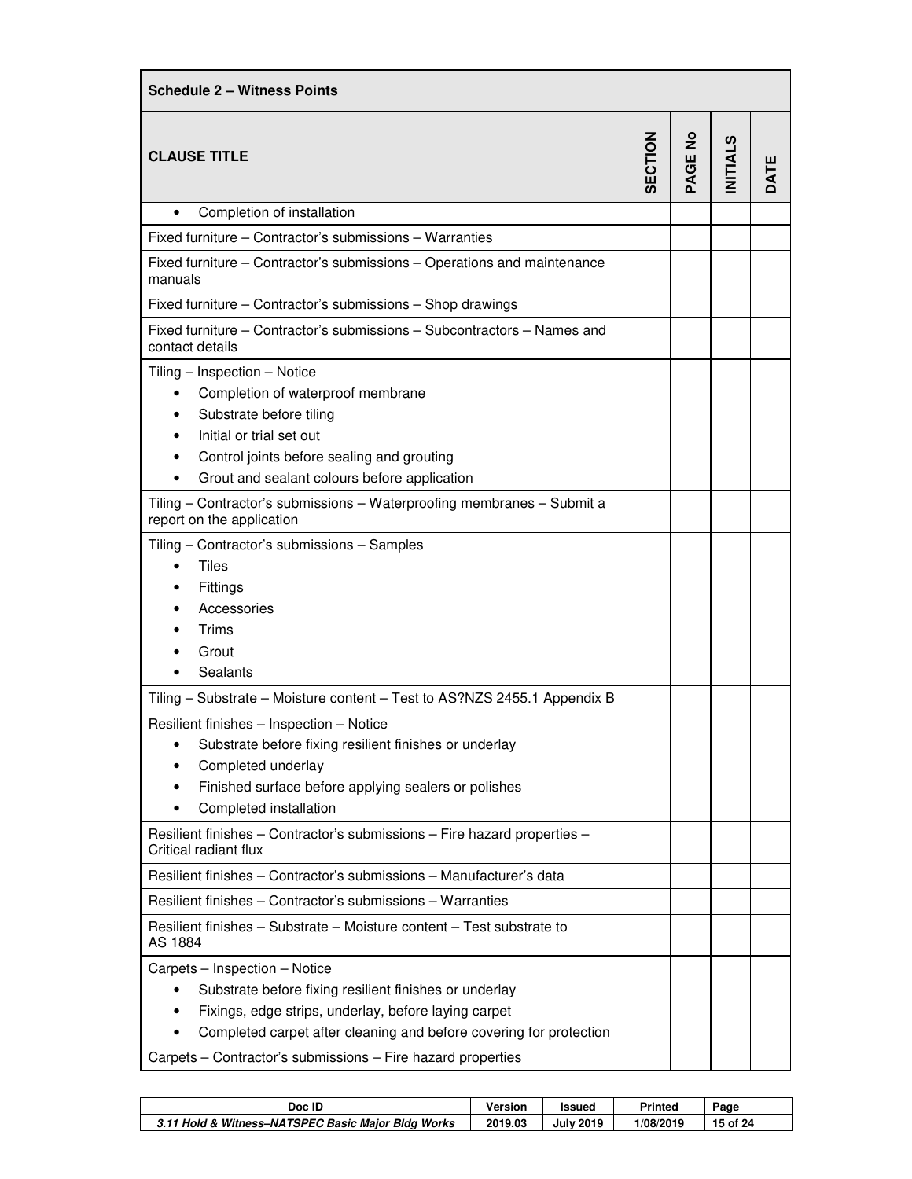| Schedule 2 – Witness Points | | | | |
|---|---|---|---|---|
| **CLAUSE TITLE** | **SECTION** | **PAGE No** | **INITIALS** | **DATE** |
| • Completion of installation | | | | |
| Fixed furniture – Contractor's submissions – Warranties | | | | |
| Fixed furniture – Contractor's submissions – Operations and maintenance manuals | | | | |
| Fixed furniture – Contractor's submissions – Shop drawings | | | | |
| Fixed furniture – Contractor's submissions – Subcontractors – Names and contact details | | | | |
| Tiling – Inspection – Notice<br>• Completion of waterproof membrane<br>• Substrate before tiling<br>• Initial or trial set out<br>• Control joints before sealing and grouting<br>• Grout and sealant colours before application | | | | |
| Tiling – Contractor's submissions – Waterproofing membranes – Submit a report on the application | | | | |
| Tiling – Contractor's submissions – Samples<br>• Tiles<br>• Fittings<br>• Accessories<br>• Trims<br>• Grout<br>• Sealants | | | | |
| Tiling – Substrate – Moisture content – Test to AS?NZS 2455.1 Appendix B | | | | |
| Resilient finishes – Inspection – Notice<br>• Substrate before fixing resilient finishes or underlay<br>• Completed underlay<br>• Finished surface before applying sealers or polishes<br>• Completed installation | | | | |
| Resilient finishes – Contractor's submissions – Fire hazard properties – Critical radiant flux | | | | |
| Resilient finishes – Contractor's submissions – Manufacturer's data | | | | |
| Resilient finishes – Contractor's submissions – Warranties | | | | |
| Resilient finishes – Substrate – Moisture content – Test substrate to AS 1884 | | | | |
| Carpets – Inspection – Notice<br>• Substrate before fixing resilient finishes or underlay<br>• Fixings, edge strips, underlay, before laying carpet<br>• Completed carpet after cleaning and before covering for protection | | | | |
| Carpets – Contractor's submissions – Fire hazard properties | | | | |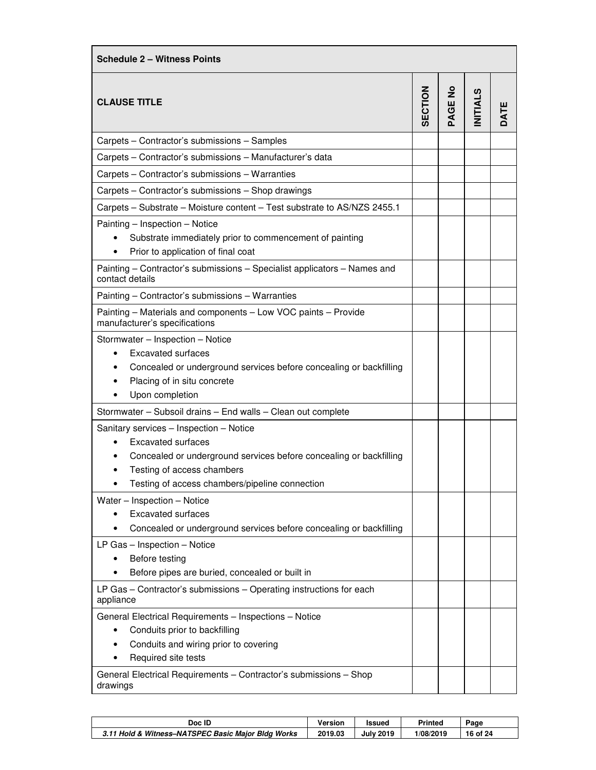| Schedule 2 – Witness Points | | | | |
|---|---|---|---|---|
| **CLAUSE TITLE** | **SECTION** | **PAGE No** | **INITIALS** | **DATE** |
| Carpets – Contractor's submissions – Samples | | | | |
| Carpets – Contractor's submissions – Manufacturer's data | | | | |
| Carpets – Contractor's submissions – Warranties | | | | |
| Carpets – Contractor's submissions – Shop drawings | | | | |
| Carpets – Substrate – Moisture content – Test substrate to AS/NZS 2455.1 | | | | |
| Painting – Inspection – Notice<br>• Substrate immediately prior to commencement of painting<br>• Prior to application of final coat | | | | |
| Painting – Contractor's submissions – Specialist applicators – Names and contact details | | | | |
| Painting – Contractor's submissions – Warranties | | | | |
| Painting – Materials and components – Low VOC paints – Provide manufacturer's specifications | | | | |
| Stormwater – Inspection – Notice<br>• Excavated surfaces<br>• Concealed or underground services before concealing or backfilling<br>• Placing of in situ concrete<br>• Upon completion | | | | |
| Stormwater – Subsoil drains – End walls – Clean out complete | | | | |
| Sanitary services – Inspection – Notice<br>• Excavated surfaces<br>• Concealed or underground services before concealing or backfilling<br>• Testing of access chambers<br>• Testing of access chambers/pipeline connection | | | | |
| Water – Inspection – Notice<br>• Excavated surfaces<br>• Concealed or underground services before concealing or backfilling | | | | |
| LP Gas – Inspection – Notice<br>• Before testing<br>• Before pipes are buried, concealed or built in | | | | |
| LP Gas – Contractor's submissions – Operating instructions for each appliance | | | | |
| General Electrical Requirements – Inspections – Notice<br>• Conduits prior to backfilling<br>• Conduits and wiring prior to covering<br>• Required site tests | | | | |
| General Electrical Requirements – Contractor's submissions – Shop drawings | | | | |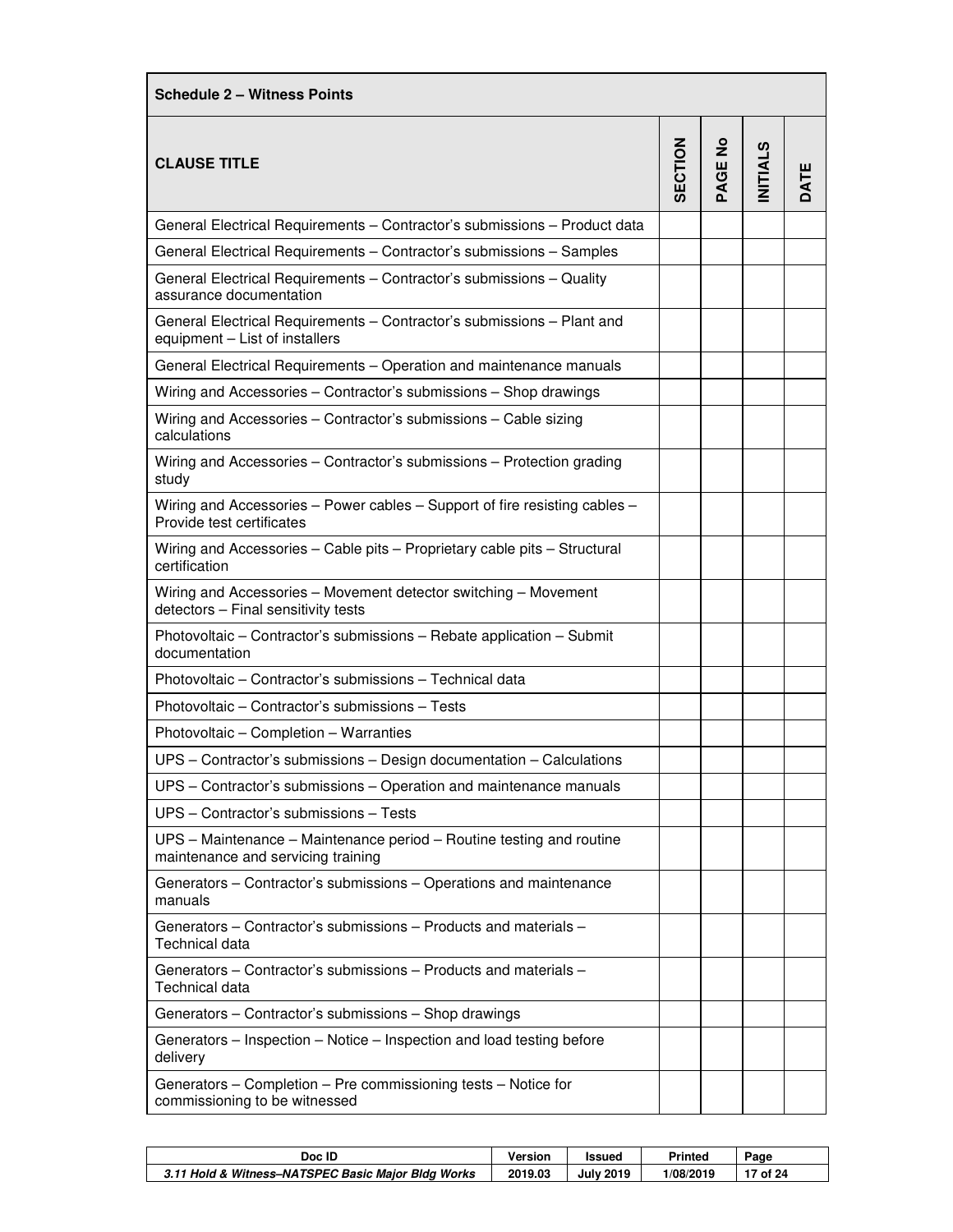| Schedule 2 – Witness Points | | | | |
|---|---|---|---|---|
| **CLAUSE TITLE** | **SECTION** | **PAGE No** | **INITIALS** | **DATE** |
| General Electrical Requirements – Contractor's submissions – Product data | | | | |
| General Electrical Requirements – Contractor's submissions – Samples | | | | |
| General Electrical Requirements – Contractor's submissions – Quality assurance documentation | | | | |
| General Electrical Requirements – Contractor's submissions – Plant and equipment – List of installers | | | | |
| General Electrical Requirements – Operation and maintenance manuals | | | | |
| Wiring and Accessories – Contractor's submissions – Shop drawings | | | | |
| Wiring and Accessories – Contractor's submissions – Cable sizing calculations | | | | |
| Wiring and Accessories – Contractor's submissions – Protection grading study | | | | |
| Wiring and Accessories – Power cables – Support of fire resisting cables – Provide test certificates | | | | |
| Wiring and Accessories – Cable pits – Proprietary cable pits – Structural certification | | | | |
| Wiring and Accessories – Movement detector switching – Movement detectors – Final sensitivity tests | | | | |
| Photovoltaic – Contractor's submissions – Rebate application – Submit documentation | | | | |
| Photovoltaic – Contractor's submissions – Technical data | | | | |
| Photovoltaic – Contractor's submissions – Tests | | | | |
| Photovoltaic – Completion – Warranties | | | | |
| UPS – Contractor's submissions – Design documentation – Calculations | | | | |
| UPS – Contractor's submissions – Operation and maintenance manuals | | | | |
| UPS – Contractor's submissions – Tests | | | | |
| UPS – Maintenance – Maintenance period – Routine testing and routine maintenance and servicing training | | | | |
| Generators – Contractor's submissions – Operations and maintenance manuals | | | | |
| Generators – Contractor's submissions – Products and materials – Technical data | | | | |
| Generators – Contractor's submissions – Products and materials – Technical data | | | | |
| Generators – Contractor's submissions – Shop drawings | | | | |
| Generators – Inspection – Notice – Inspection and load testing before delivery | | | | |
| Generators – Completion – Pre commissioning tests – Notice for commissioning to be witnessed | | | | |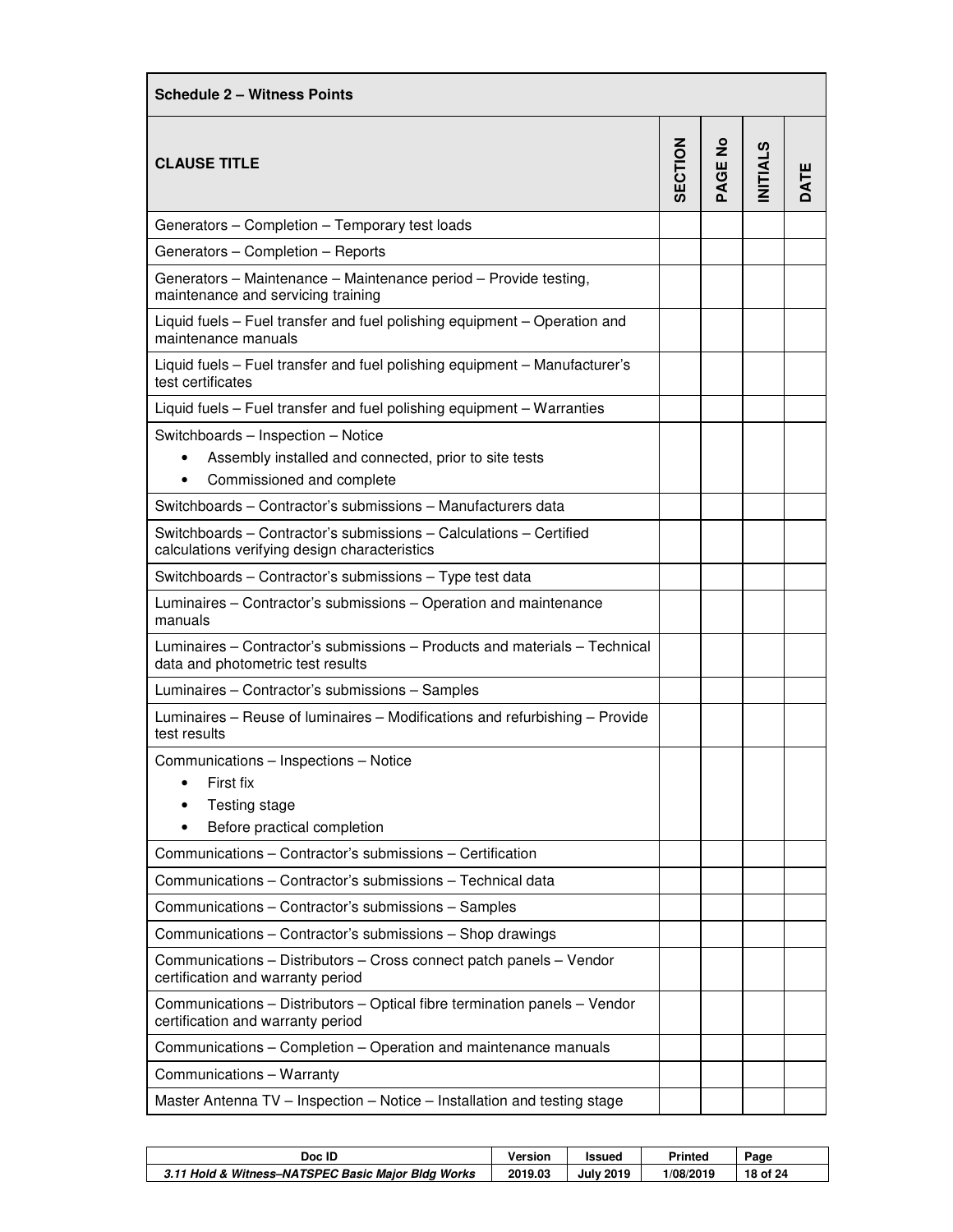| Schedule 2 – Witness Points | | | | |
|---|---|---|---|---|
| **CLAUSE TITLE** | **SECTION** | **PAGE No** | **INITIALS** | **DATE** |
| Generators – Completion – Temporary test loads | | | | |
| Generators – Completion – Reports | | | | |
| Generators – Maintenance – Maintenance period – Provide testing, maintenance and servicing training | | | | |
| Liquid fuels – Fuel transfer and fuel polishing equipment – Operation and maintenance manuals | | | | |
| Liquid fuels – Fuel transfer and fuel polishing equipment – Manufacturer's test certificates | | | | |
| Liquid fuels – Fuel transfer and fuel polishing equipment – Warranties | | | | |
| Switchboards – Inspection – Notice<br>• Assembly installed and connected, prior to site tests<br>• Commissioned and complete | | | | |
| Switchboards – Contractor's submissions – Manufacturers data | | | | |
| Switchboards – Contractor's submissions – Calculations – Certified calculations verifying design characteristics | | | | |
| Switchboards – Contractor's submissions – Type test data | | | | |
| Luminaires – Contractor's submissions – Operation and maintenance manuals | | | | |
| Luminaires – Contractor's submissions – Products and materials – Technical data and photometric test results | | | | |
| Luminaires – Contractor's submissions – Samples | | | | |
| Luminaires – Reuse of luminaires – Modifications and refurbishing – Provide test results | | | | |
| Communications – Inspections – Notice<br>• First fix<br>• Testing stage<br>• Before practical completion | | | | |
| Communications – Contractor's submissions – Certification | | | | |
| Communications – Contractor's submissions – Technical data | | | | |
| Communications – Contractor's submissions – Samples | | | | |
| Communications – Contractor's submissions – Shop drawings | | | | |
| Communications – Distributors – Cross connect patch panels – Vendor certification and warranty period | | | | |
| Communications – Distributors – Optical fibre termination panels – Vendor certification and warranty period | | | | |
| Communications – Completion – Operation and maintenance manuals | | | | |
| Communications – Warranty | | | | |
| Master Antenna TV – Inspection – Notice – Installation and testing stage | | | | |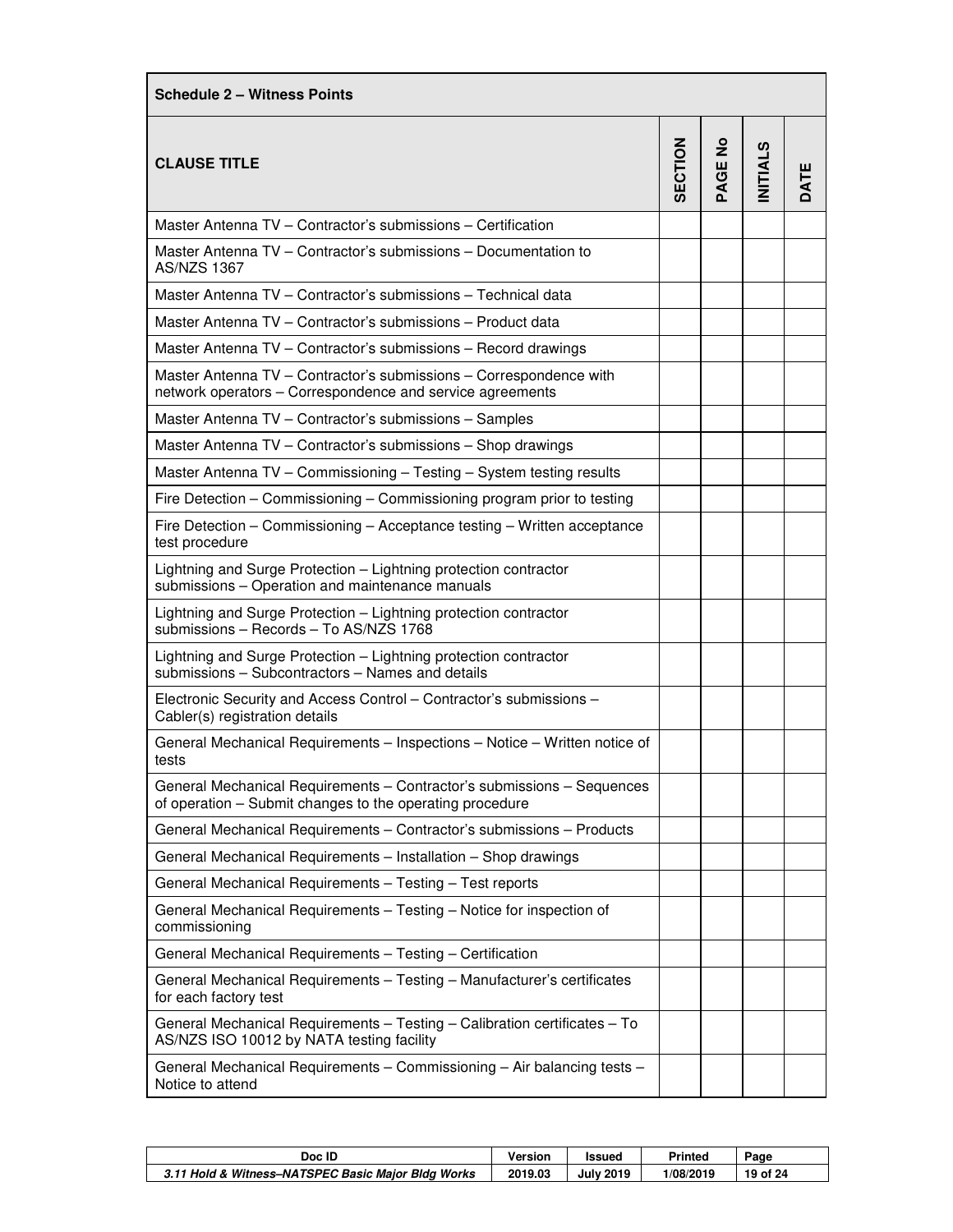| Schedule 2 – Witness Points | | | | |
|---|---|---|---|---|
| **CLAUSE TITLE** | **SECTION** | **PAGE No** | **INITIALS** | **DATE** |
| Master Antenna TV – Contractor's submissions – Certification | | | | |
| Master Antenna TV – Contractor's submissions – Documentation to AS/NZS 1367 | | | | |
| Master Antenna TV – Contractor's submissions – Technical data | | | | |
| Master Antenna TV – Contractor's submissions – Product data | | | | |
| Master Antenna TV – Contractor's submissions – Record drawings | | | | |
| Master Antenna TV – Contractor's submissions – Correspondence with network operators – Correspondence and service agreements | | | | |
| Master Antenna TV – Contractor's submissions – Samples | | | | |
| Master Antenna TV – Contractor's submissions – Shop drawings | | | | |
| Master Antenna TV – Commissioning – Testing – System testing results | | | | |
| Fire Detection – Commissioning – Commissioning program prior to testing | | | | |
| Fire Detection – Commissioning – Acceptance testing – Written acceptance test procedure | | | | |
| Lightning and Surge Protection – Lightning protection contractor submissions – Operation and maintenance manuals | | | | |
| Lightning and Surge Protection – Lightning protection contractor submissions – Records – To AS/NZS 1768 | | | | |
| Lightning and Surge Protection – Lightning protection contractor submissions – Subcontractors – Names and details | | | | |
| Electronic Security and Access Control – Contractor's submissions – Cabler(s) registration details | | | | |
| General Mechanical Requirements – Inspections – Notice – Written notice of tests | | | | |
| General Mechanical Requirements – Contractor's submissions – Sequences of operation – Submit changes to the operating procedure | | | | |
| General Mechanical Requirements – Contractor's submissions – Products | | | | |
| General Mechanical Requirements – Installation – Shop drawings | | | | |
| General Mechanical Requirements – Testing – Test reports | | | | |
| General Mechanical Requirements – Testing – Notice for inspection of commissioning | | | | |
| General Mechanical Requirements – Testing – Certification | | | | |
| General Mechanical Requirements – Testing – Manufacturer's certificates for each factory test | | | | |
| General Mechanical Requirements – Testing – Calibration certificates – To AS/NZS ISO 10012 by NATA testing facility | | | | |
| General Mechanical Requirements – Commissioning – Air balancing tests – Notice to attend | | | | |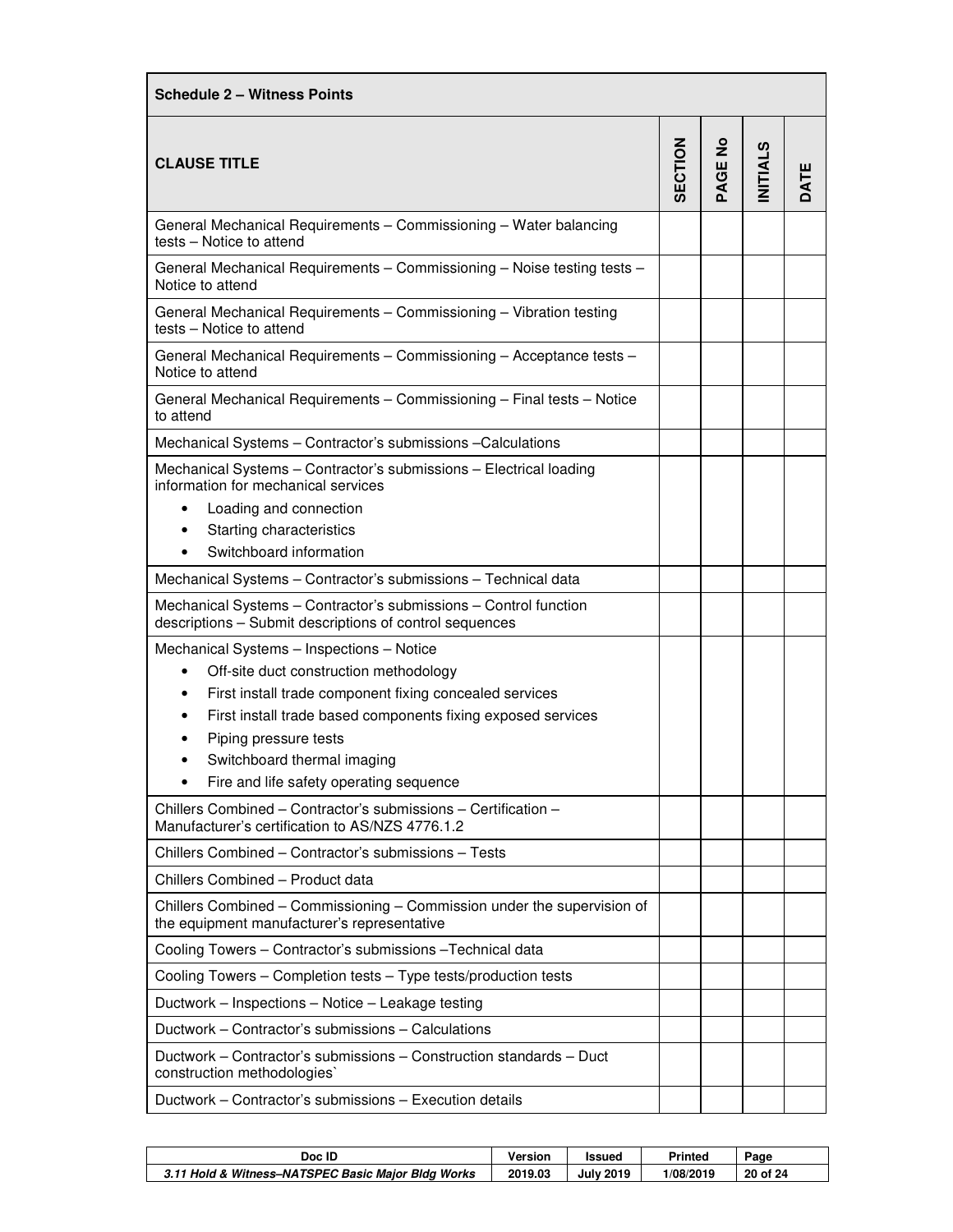| Schedule 2 – Witness Points | | | | |
|---|---|---|---|---|
| **CLAUSE TITLE** | **SECTION** | **PAGE No** | **INITIALS** | **DATE** |
| General Mechanical Requirements – Commissioning – Water balancing tests – Notice to attend | | | | |
| General Mechanical Requirements – Commissioning – Noise testing tests – Notice to attend | | | | |
| General Mechanical Requirements – Commissioning – Vibration testing tests – Notice to attend | | | | |
| General Mechanical Requirements – Commissioning – Acceptance tests – Notice to attend | | | | |
| General Mechanical Requirements – Commissioning – Final tests – Notice to attend | | | | |
| Mechanical Systems – Contractor's submissions –Calculations | | | | |
| Mechanical Systems – Contractor's submissions – Electrical loading information for mechanical services<br>• Loading and connection<br>• Starting characteristics<br>• Switchboard information | | | | |
| Mechanical Systems – Contractor's submissions – Technical data | | | | |
| Mechanical Systems – Contractor's submissions – Control function descriptions – Submit descriptions of control sequences | | | | |
| Mechanical Systems – Inspections – Notice<br>• Off-site duct construction methodology<br>• First install trade component fixing concealed services<br>• First install trade based components fixing exposed services<br>• Piping pressure tests<br>• Switchboard thermal imaging<br>• Fire and life safety operating sequence | | | | |
| Chillers Combined – Contractor's submissions – Certification – Manufacturer's certification to AS/NZS 4776.1.2 | | | | |
| Chillers Combined – Contractor's submissions – Tests | | | | |
| Chillers Combined – Product data | | | | |
| Chillers Combined – Commissioning – Commission under the supervision of the equipment manufacturer's representative | | | | |
| Cooling Towers – Contractor's submissions –Technical data | | | | |
| Cooling Towers – Completion tests – Type tests/production tests | | | | |
| Ductwork – Inspections – Notice – Leakage testing | | | | |
| Ductwork – Contractor's submissions – Calculations | | | | |
| Ductwork – Contractor's submissions – Construction standards – Duct construction methodologies` | | | | |
| Ductwork – Contractor's submissions – Execution details | | | | |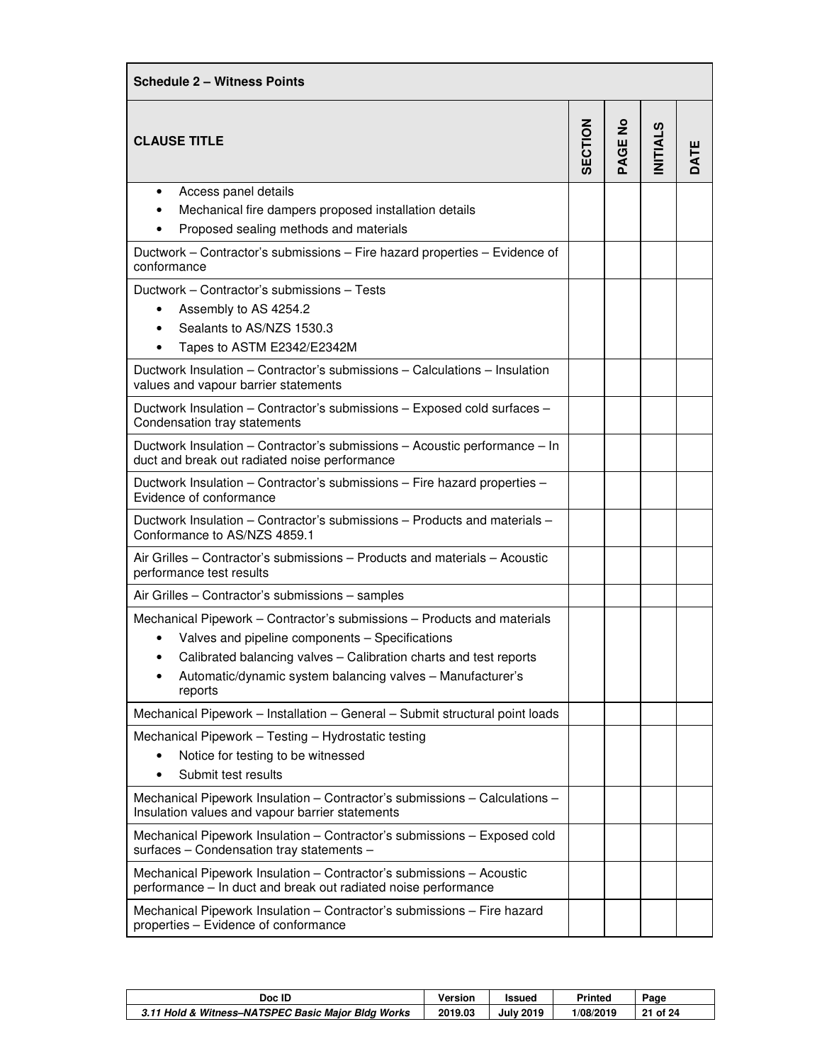| Schedule 2 – Witness Points | | | | |
|---|---|---|---|---|
| **CLAUSE TITLE** | **SECTION** | **PAGE No** | **INITIALS** | **DATE** |
| • Access panel details<br>• Mechanical fire dampers proposed installation details<br>• Proposed sealing methods and materials | | | | |
| Ductwork – Contractor's submissions – Fire hazard properties – Evidence of conformance | | | | |
| Ductwork – Contractor's submissions – Tests<br>• Assembly to AS 4254.2<br>• Sealants to AS/NZS 1530.3<br>• Tapes to ASTM E2342/E2342M | | | | |
| Ductwork Insulation – Contractor's submissions – Calculations – Insulation values and vapour barrier statements | | | | |
| Ductwork Insulation – Contractor's submissions – Exposed cold surfaces – Condensation tray statements | | | | |
| Ductwork Insulation – Contractor's submissions – Acoustic performance – In duct and break out radiated noise performance | | | | |
| Ductwork Insulation – Contractor's submissions – Fire hazard properties – Evidence of conformance | | | | |
| Ductwork Insulation – Contractor's submissions – Products and materials – Conformance to AS/NZS 4859.1 | | | | |
| Air Grilles – Contractor's submissions – Products and materials – Acoustic performance test results | | | | |
| Air Grilles – Contractor's submissions – samples | | | | |
| Mechanical Pipework – Contractor's submissions – Products and materials<br>• Valves and pipeline components – Specifications<br>• Calibrated balancing valves – Calibration charts and test reports<br>• Automatic/dynamic system balancing valves – Manufacturer's reports | | | | |
| Mechanical Pipework – Installation – General – Submit structural point loads | | | | |
| Mechanical Pipework – Testing – Hydrostatic testing<br>• Notice for testing to be witnessed<br>• Submit test results | | | | |
| Mechanical Pipework Insulation – Contractor's submissions – Calculations – Insulation values and vapour barrier statements | | | | |
| Mechanical Pipework Insulation – Contractor's submissions – Exposed cold surfaces – Condensation tray statements – | | | | |
| Mechanical Pipework Insulation – Contractor's submissions – Acoustic performance – In duct and break out radiated noise performance | | | | |
| Mechanical Pipework Insulation – Contractor's submissions – Fire hazard properties – Evidence of conformance | | | | |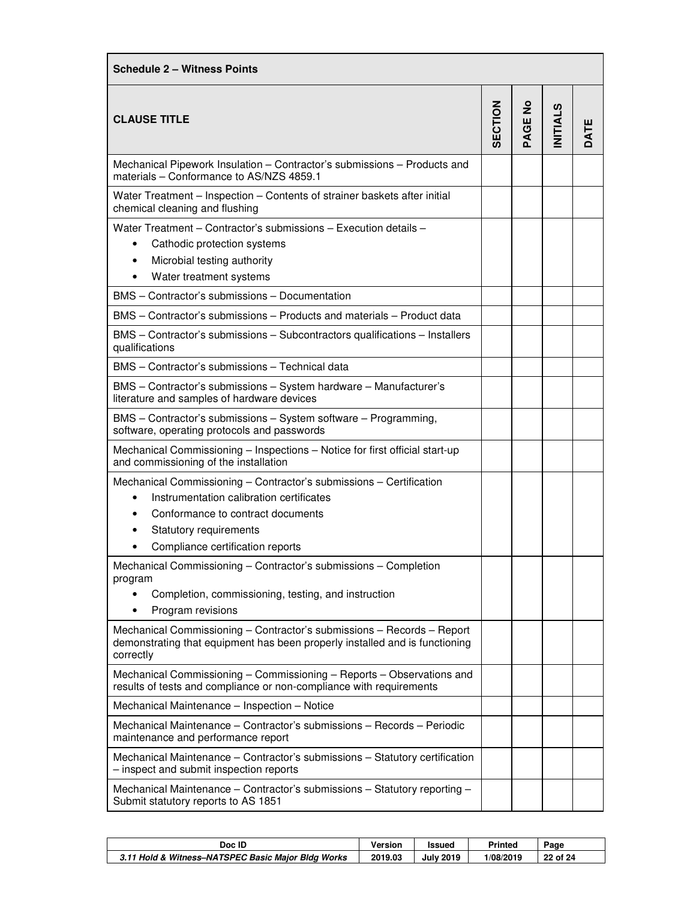| Schedule 2 – Witness Points | | | | |
|---|---|---|---|---|
| **CLAUSE TITLE** | **SECTION** | **PAGE No** | **INITIALS** | **DATE** |
| Mechanical Pipework Insulation – Contractor's submissions – Products and materials – Conformance to AS/NZS 4859.1 | | | | |
| Water Treatment – Inspection – Contents of strainer baskets after initial chemical cleaning and flushing | | | | |
| Water Treatment – Contractor's submissions – Execution details – <br>• Cathodic protection systems <br>• Microbial testing authority <br>• Water treatment systems | | | | |
| BMS – Contractor's submissions – Documentation | | | | |
| BMS – Contractor's submissions – Products and materials – Product data | | | | |
| BMS – Contractor's submissions – Subcontractors qualifications – Installers qualifications | | | | |
| BMS – Contractor's submissions – Technical data | | | | |
| BMS – Contractor's submissions – System hardware – Manufacturer's literature and samples of hardware devices | | | | |
| BMS – Contractor's submissions – System software – Programming, software, operating protocols and passwords | | | | |
| Mechanical Commissioning – Inspections – Notice for first official start-up and commissioning of the installation | | | | |
| Mechanical Commissioning – Contractor's submissions – Certification <br>• Instrumentation calibration certificates <br>• Conformance to contract documents <br>• Statutory requirements <br>• Compliance certification reports | | | | |
| Mechanical Commissioning – Contractor's submissions – Completion program <br>• Completion, commissioning, testing, and instruction <br>• Program revisions | | | | |
| Mechanical Commissioning – Contractor's submissions – Records – Report demonstrating that equipment has been properly installed and is functioning correctly | | | | |
| Mechanical Commissioning – Commissioning – Reports – Observations and results of tests and compliance or non-compliance with requirements | | | | |
| Mechanical Maintenance – Inspection – Notice | | | | |
| Mechanical Maintenance – Contractor's submissions – Records – Periodic maintenance and performance report | | | | |
| Mechanical Maintenance – Contractor's submissions – Statutory certification – inspect and submit inspection reports | | | | |
| Mechanical Maintenance – Contractor's submissions – Statutory reporting – Submit statutory reports to AS 1851 | | | | |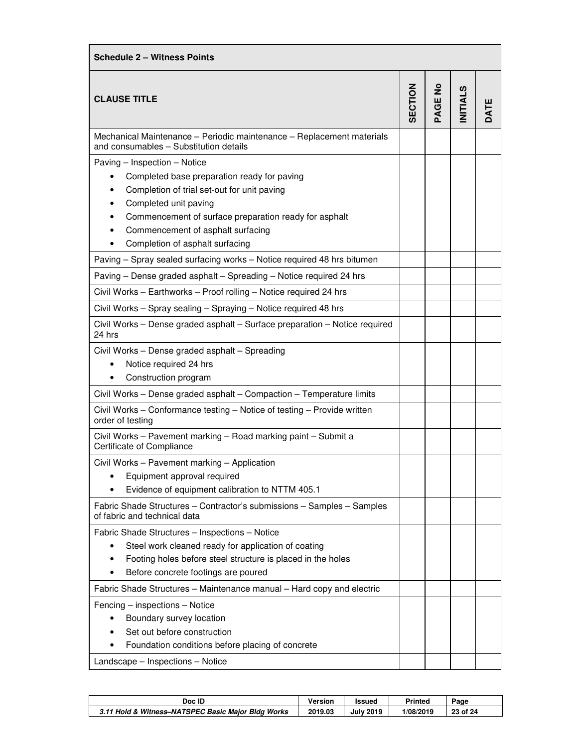| Schedule 2 – Witness Points | | | | |
|---|---|---|---|---|
| **CLAUSE TITLE** | **SECTION** | **PAGE No** | **INITIALS** | **DATE** |
| Mechanical Maintenance – Periodic maintenance – Replacement materials and consumables – Substitution details | | | | |
| Paving – Inspection – Notice<br>• Completed base preparation ready for paving<br>• Completion of trial set-out for unit paving<br>• Completed unit paving<br>• Commencement of surface preparation ready for asphalt<br>• Commencement of asphalt surfacing<br>• Completion of asphalt surfacing | | | | |
| Paving – Spray sealed surfacing works – Notice required 48 hrs bitumen | | | | |
| Paving – Dense graded asphalt – Spreading – Notice required 24 hrs | | | | |
| Civil Works – Earthworks – Proof rolling – Notice required 24 hrs | | | | |
| Civil Works – Spray sealing – Spraying – Notice required 48 hrs | | | | |
| Civil Works – Dense graded asphalt – Surface preparation – Notice required 24 hrs | | | | |
| Civil Works – Dense graded asphalt – Spreading<br>• Notice required 24 hrs<br>• Construction program | | | | |
| Civil Works – Dense graded asphalt – Compaction – Temperature limits | | | | |
| Civil Works – Conformance testing – Notice of testing – Provide written order of testing | | | | |
| Civil Works – Pavement marking – Road marking paint – Submit a Certificate of Compliance | | | | |
| Civil Works – Pavement marking – Application<br>• Equipment approval required<br>• Evidence of equipment calibration to NTTM 405.1 | | | | |
| Fabric Shade Structures – Contractor's submissions – Samples – Samples of fabric and technical data | | | | |
| Fabric Shade Structures – Inspections – Notice<br>• Steel work cleaned ready for application of coating<br>• Footing holes before steel structure is placed in the holes<br>• Before concrete footings are poured | | | | |
| Fabric Shade Structures – Maintenance manual – Hard copy and electric | | | | |
| Fencing – inspections – Notice<br>• Boundary survey location<br>• Set out before construction<br>• Foundation conditions before placing of concrete | | | | |
| Landscape – Inspections – Notice | | | | |

| Doc ID | Version | Issued | Printed |
|---|---|---|---|
| *3.11 Hold & Witness–NATSPEC Basic Major Bldg Works* | 2019.03 | July 2019 | 1/08/2019 |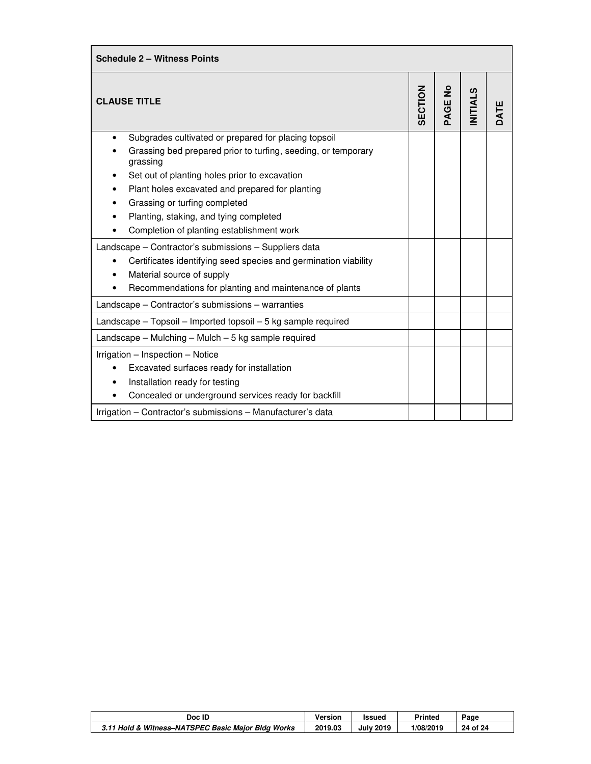| Schedule 2 – Witness Points | | | | |
|---|---|---|---|---|
| **CLAUSE TITLE** | **SECTION** | **PAGE No** | **INITIALS** | **DATE** |
| • Subgrades cultivated or prepared for placing topsoil<br>• Grassing bed prepared prior to turfing, seeding, or temporary grassing<br>• Set out of planting holes prior to excavation<br>• Plant holes excavated and prepared for planting<br>• Grassing or turfing completed<br>• Planting, staking, and tying completed<br>• Completion of planting establishment work | | | | |
| Landscape – Contractor's submissions – Suppliers data<br>• Certificates identifying seed species and germination viability<br>• Material source of supply<br>• Recommendations for planting and maintenance of plants | | | | |
| Landscape – Contractor's submissions – warranties | | | | |
| Landscape – Topsoil – Imported topsoil – 5 kg sample required | | | | |
| Landscape – Mulching – Mulch – 5 kg sample required | | | | |
| Irrigation – Inspection – Notice<br>• Excavated surfaces ready for installation<br>• Installation ready for testing<br>• Concealed or underground services ready for backfill | | | | |
| Irrigation – Contractor's submissions – Manufacturer's data | | | | |